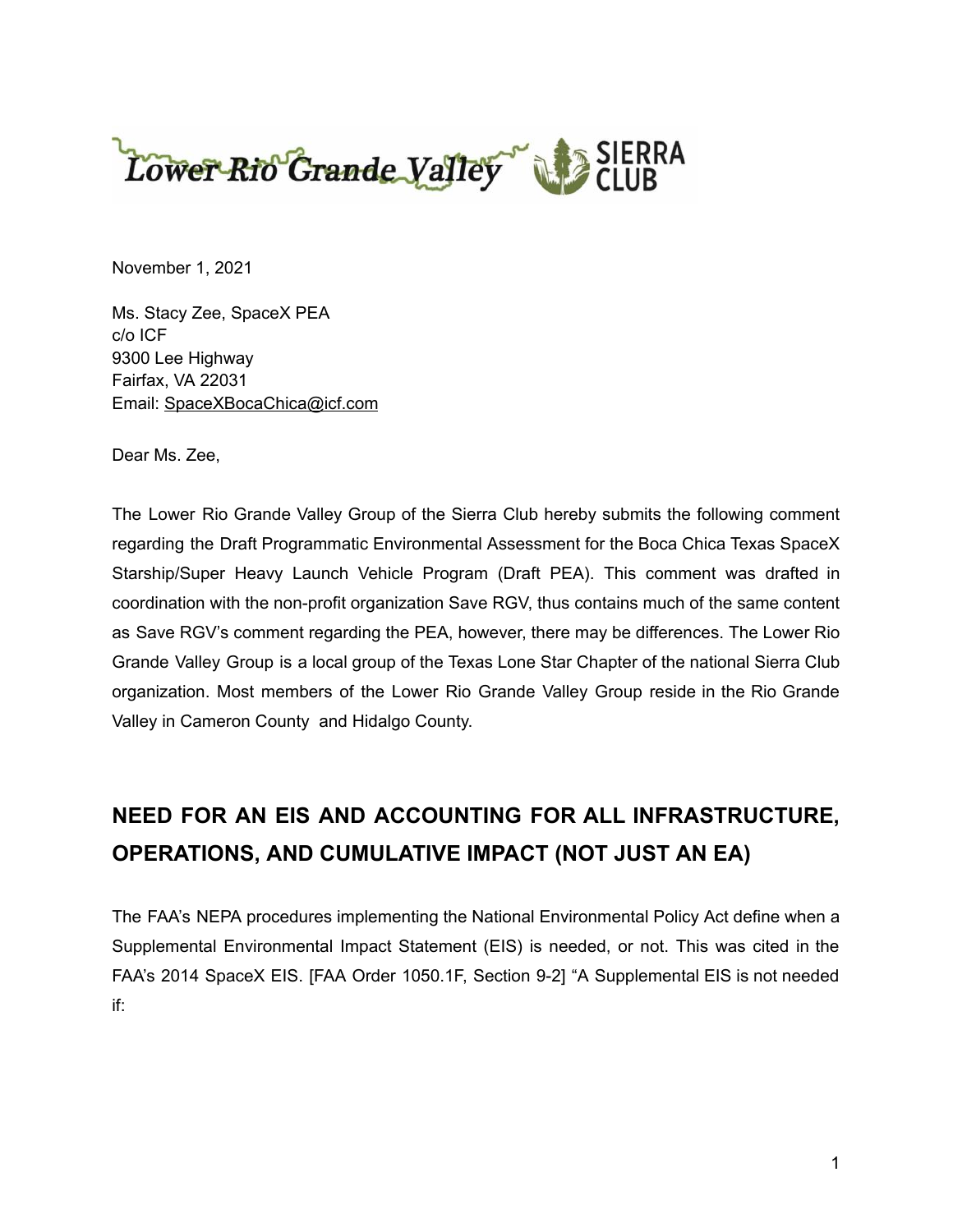Lower Rio Grande Valley SIERRA CLUB

November 1, 2021

Ms. Stacy Zee, SpaceX PEA
c/o ICF
9300 Lee Highway
Fairfax, VA 22031
Email: SpaceXBocaChica@icf.com

Dear Ms. Zee,

The Lower Rio Grande Valley Group of the Sierra Club hereby submits the following comment regarding the Draft Programmatic Environmental Assessment for the Boca Chica Texas SpaceX Starship/Super Heavy Launch Vehicle Program (Draft PEA). This comment was drafted in coordination with the non-profit organization Save RGV, thus contains much of the same content as Save RGV's comment regarding the PEA, however, there may be differences. The Lower Rio Grande Valley Group is a local group of the Texas Lone Star Chapter of the national Sierra Club organization. Most members of the Lower Rio Grande Valley Group reside in the Rio Grande Valley in Cameron County and Hidalgo County.

## NEED FOR AN EIS AND ACCOUNTING FOR ALL INFRASTRUCTURE, OPERATIONS, AND CUMULATIVE IMPACT (NOT JUST AN EA)

The FAA's NEPA procedures implementing the National Environmental Policy Act define when a Supplemental Environmental Impact Statement (EIS) is needed, or not. This was cited in the FAA's 2014 SpaceX EIS. [FAA Order 1050.1F, Section 9-2] "A Supplemental EIS is not needed if: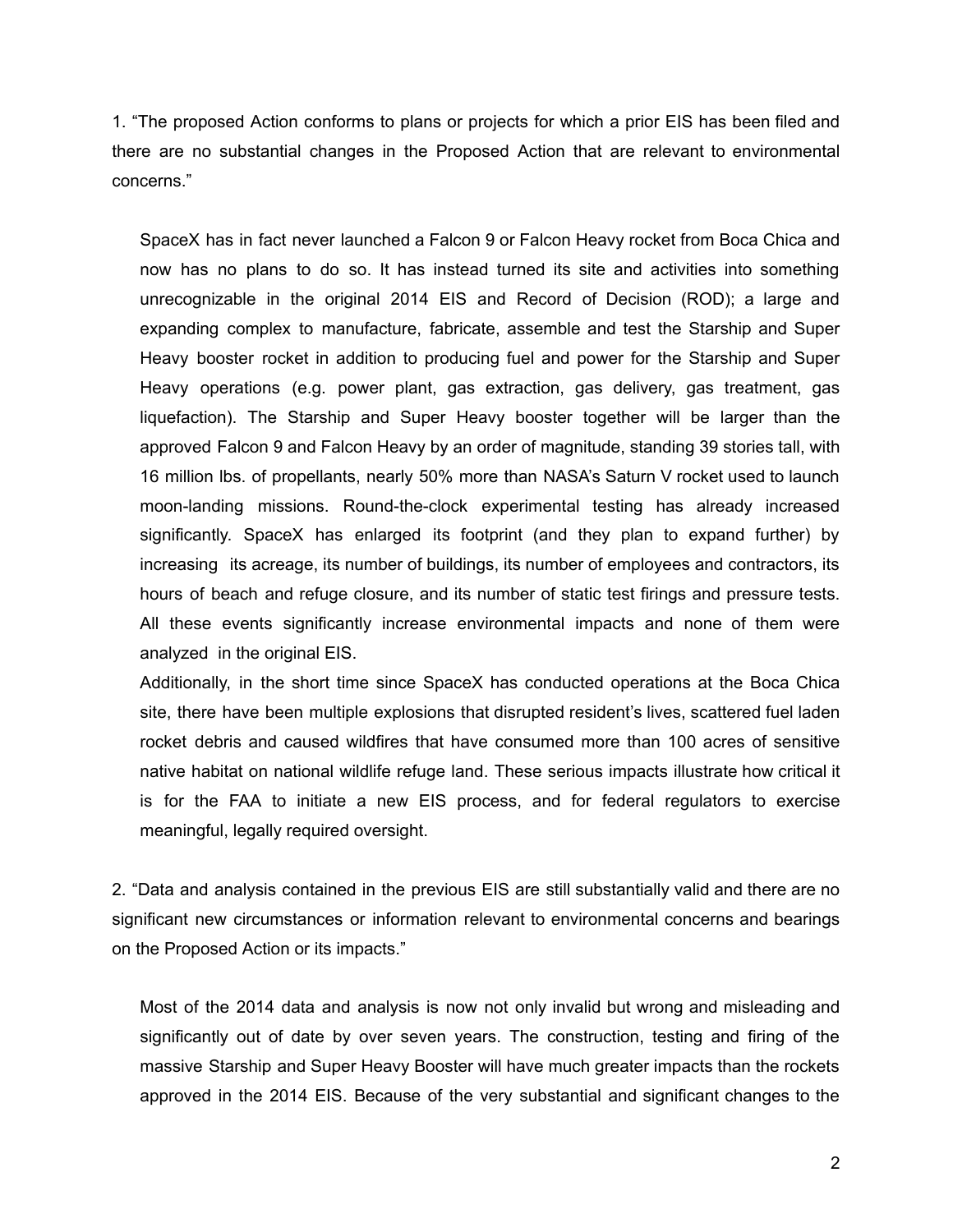1. “The proposed Action conforms to plans or projects for which a prior EIS has been filed and there are no substantial changes in the Proposed Action that are relevant to environmental concerns.”

SpaceX has in fact never launched a Falcon 9 or Falcon Heavy rocket from Boca Chica and now has no plans to do so. It has instead turned its site and activities into something unrecognizable in the original 2014 EIS and Record of Decision (ROD); a large and expanding complex to manufacture, fabricate, assemble and test the Starship and Super Heavy booster rocket in addition to producing fuel and power for the Starship and Super Heavy operations (e.g. power plant, gas extraction, gas delivery, gas treatment, gas liquefaction). The Starship and Super Heavy booster together will be larger than the approved Falcon 9 and Falcon Heavy by an order of magnitude, standing 39 stories tall, with 16 million lbs. of propellants, nearly 50% more than NASA’s Saturn V rocket used to launch moon-landing missions. Round-the-clock experimental testing has already increased significantly. SpaceX has enlarged its footprint (and they plan to expand further) by increasing its acreage, its number of buildings, its number of employees and contractors, its hours of beach and refuge closure, and its number of static test firings and pressure tests. All these events significantly increase environmental impacts and none of them were analyzed in the original EIS.

Additionally, in the short time since SpaceX has conducted operations at the Boca Chica site, there have been multiple explosions that disrupted resident’s lives, scattered fuel laden rocket debris and caused wildfires that have consumed more than 100 acres of sensitive native habitat on national wildlife refuge land. These serious impacts illustrate how critical it is for the FAA to initiate a new EIS process, and for federal regulators to exercise meaningful, legally required oversight.

2. “Data and analysis contained in the previous EIS are still substantially valid and there are no significant new circumstances or information relevant to environmental concerns and bearings on the Proposed Action or its impacts.”

Most of the 2014 data and analysis is now not only invalid but wrong and misleading and significantly out of date by over seven years. The construction, testing and firing of the massive Starship and Super Heavy Booster will have much greater impacts than the rockets approved in the 2014 EIS. Because of the very substantial and significant changes to the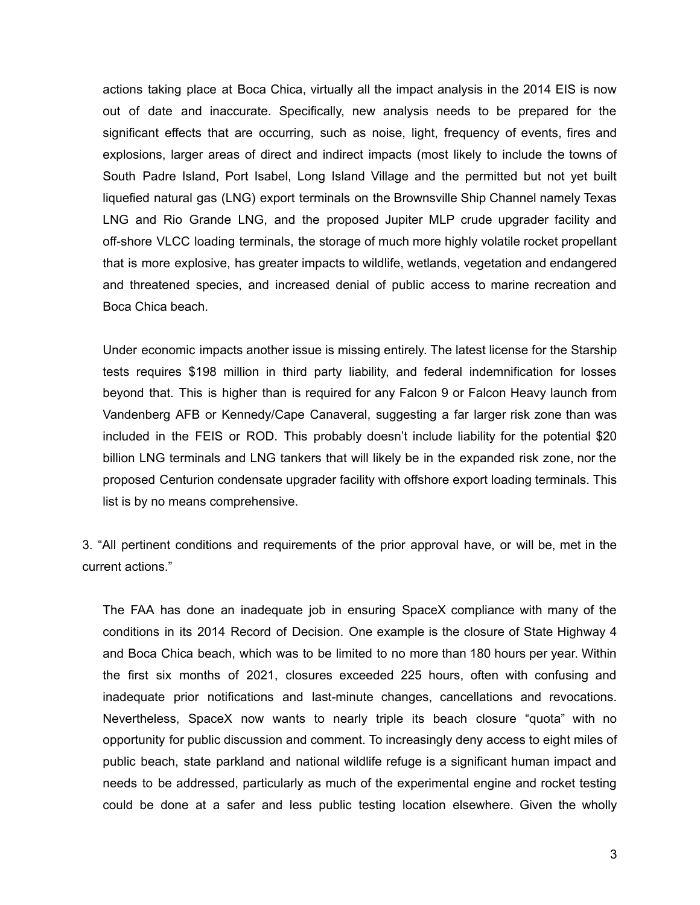actions taking place at Boca Chica, virtually all the impact analysis in the 2014 EIS is now out of date and inaccurate. Specifically, new analysis needs to be prepared for the significant effects that are occurring, such as noise, light, frequency of events, fires and explosions, larger areas of direct and indirect impacts (most likely to include the towns of South Padre Island, Port Isabel, Long Island Village and the permitted but not yet built liquefied natural gas (LNG) export terminals on the Brownsville Ship Channel namely Texas LNG and Rio Grande LNG, and the proposed Jupiter MLP crude upgrader facility and off-shore VLCC loading terminals, the storage of much more highly volatile rocket propellant that is more explosive, has greater impacts to wildlife, wetlands, vegetation and endangered and threatened species, and increased denial of public access to marine recreation and Boca Chica beach.

Under economic impacts another issue is missing entirely. The latest license for the Starship tests requires $198 million in third party liability, and federal indemnification for losses beyond that. This is higher than is required for any Falcon 9 or Falcon Heavy launch from Vandenberg AFB or Kennedy/Cape Canaveral, suggesting a far larger risk zone than was included in the FEIS or ROD. This probably doesn't include liability for the potential $20 billion LNG terminals and LNG tankers that will likely be in the expanded risk zone, nor the proposed Centurion condensate upgrader facility with offshore export loading terminals. This list is by no means comprehensive.

3. "All pertinent conditions and requirements of the prior approval have, or will be, met in the current actions."

The FAA has done an inadequate job in ensuring SpaceX compliance with many of the conditions in its 2014 Record of Decision. One example is the closure of State Highway 4 and Boca Chica beach, which was to be limited to no more than 180 hours per year. Within the first six months of 2021, closures exceeded 225 hours, often with confusing and inadequate prior notifications and last-minute changes, cancellations and revocations. Nevertheless, SpaceX now wants to nearly triple its beach closure "quota" with no opportunity for public discussion and comment. To increasingly deny access to eight miles of public beach, state parkland and national wildlife refuge is a significant human impact and needs to be addressed, particularly as much of the experimental engine and rocket testing could be done at a safer and less public testing location elsewhere. Given the wholly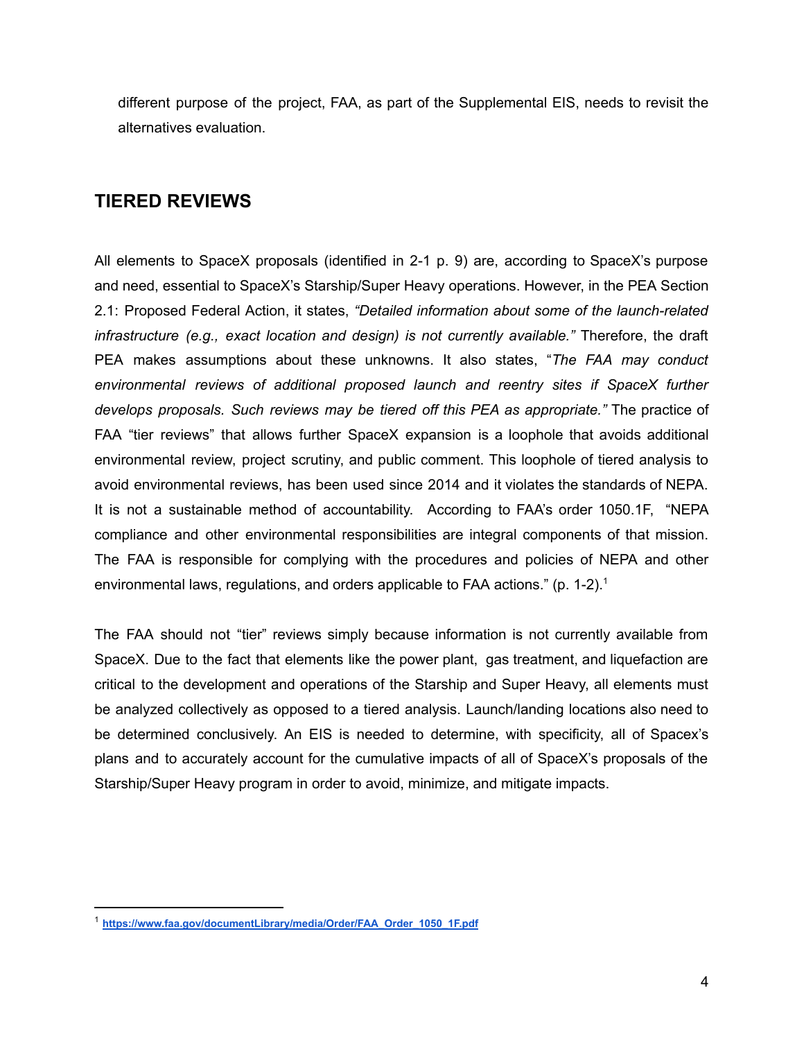different purpose of the project, FAA, as part of the Supplemental EIS, needs to revisit the alternatives evaluation.

## TIERED REVIEWS

All elements to SpaceX proposals (identified in 2-1 p. 9) are, according to SpaceX's purpose and need, essential to SpaceX's Starship/Super Heavy operations. However, in the PEA Section 2.1: Proposed Federal Action, it states, *"Detailed information about some of the launch-related infrastructure (e.g., exact location and design) is not currently available."* Therefore, the draft PEA makes assumptions about these unknowns. It also states, "*The FAA may conduct environmental reviews of additional proposed launch and reentry sites if SpaceX further develops proposals. Such reviews may be tiered off this PEA as appropriate."* The practice of FAA "tier reviews" that allows further SpaceX expansion is a loophole that avoids additional environmental review, project scrutiny, and public comment. This loophole of tiered analysis to avoid environmental reviews, has been used since 2014 and it violates the standards of NEPA. It is not a sustainable method of accountability. According to FAA's order 1050.1F, "NEPA compliance and other environmental responsibilities are integral components of that mission. The FAA is responsible for complying with the procedures and policies of NEPA and other environmental laws, regulations, and orders applicable to FAA actions." (p. 1-2).[1]

The FAA should not "tier" reviews simply because information is not currently available from SpaceX. Due to the fact that elements like the power plant, gas treatment, and liquefaction are critical to the development and operations of the Starship and Super Heavy, all elements must be analyzed collectively as opposed to a tiered analysis. Launch/landing locations also need to be determined conclusively. An EIS is needed to determine, with specificity, all of Spacex's plans and to accurately account for the cumulative impacts of all of SpaceX's proposals of the Starship/Super Heavy program in order to avoid, minimize, and mitigate impacts.

---

[1] **https://www.faa.gov/documentLibrary/media/Order/FAA_Order_1050_1F.pdf**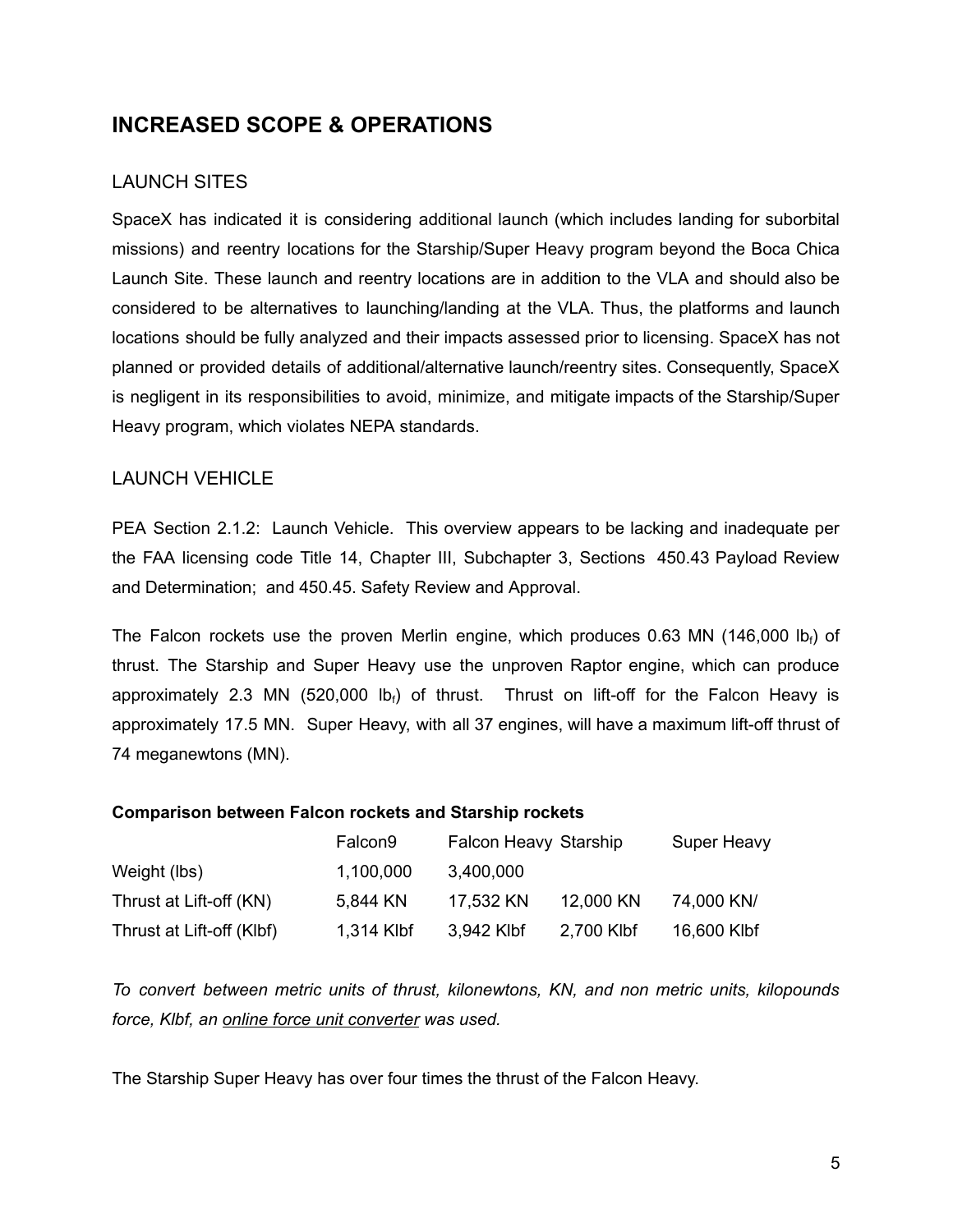## INCREASED SCOPE & OPERATIONS

### LAUNCH SITES

SpaceX has indicated it is considering additional launch (which includes landing for suborbital missions) and reentry locations for the Starship/Super Heavy program beyond the Boca Chica Launch Site. These launch and reentry locations are in addition to the VLA and should also be considered to be alternatives to launching/landing at the VLA. Thus, the platforms and launch locations should be fully analyzed and their impacts assessed prior to licensing. SpaceX has not planned or provided details of additional/alternative launch/reentry sites. Consequently, SpaceX is negligent in its responsibilities to avoid, minimize, and mitigate impacts of the Starship/Super Heavy program, which violates NEPA standards.

### LAUNCH VEHICLE

PEA Section 2.1.2: Launch Vehicle. This overview appears to be lacking and inadequate per the FAA licensing code Title 14, Chapter III, Subchapter 3, Sections 450.43 Payload Review and Determination; and 450.45. Safety Review and Approval.

The Falcon rockets use the proven Merlin engine, which produces 0.63 MN (146,000 $lb_f$) of thrust. The Starship and Super Heavy use the unproven Raptor engine, which can produce approximately 2.3 MN (520,000 $lb_f$) of thrust. Thrust on lift-off for the Falcon Heavy is approximately 17.5 MN. Super Heavy, with all 37 engines, will have a maximum lift-off thrust of 74 meganewtons (MN).

**Comparison between Falcon rockets and Starship rockets**

| | Falcon9 | Falcon Heavy | Starship | Super Heavy |
|---|---|---|---|---|
| Weight (lbs) | 1,100,000 | 3,400,000 | | |
| Thrust at Lift-off (KN) | 5,844 KN | 17,532 KN | 12,000 KN | 74,000 KN/ |
| Thrust at Lift-off (Klbf) | 1,314 Klbf | 3,942 Klbf | 2,700 Klbf | 16,600 Klbf |

*To convert between metric units of thrust, kilonewtons, KN, and non metric units, kilopounds force, Klbf, an online force unit converter was used.*

The Starship Super Heavy has over four times the thrust of the Falcon Heavy.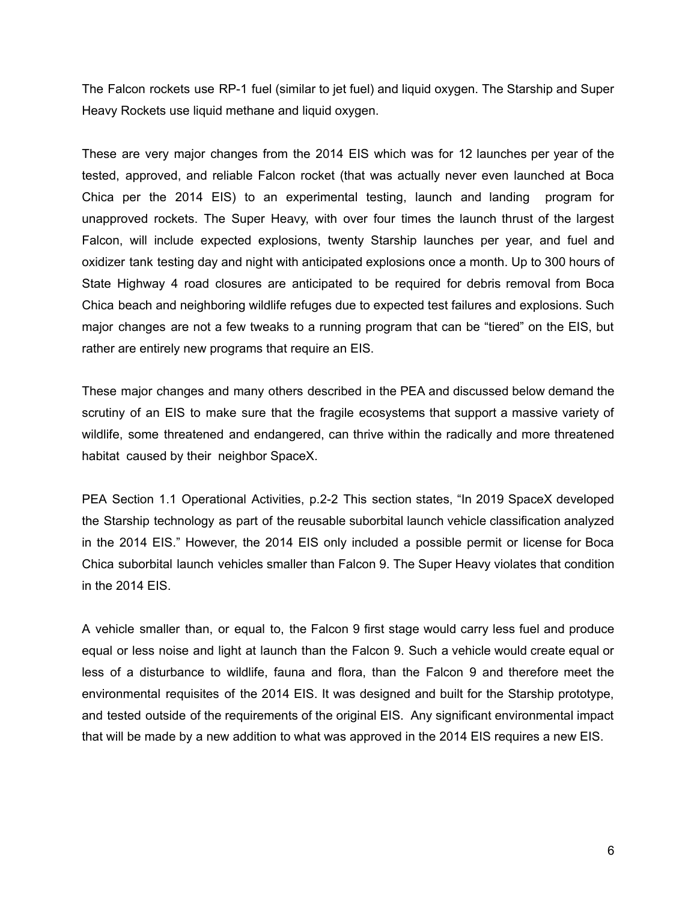The Falcon rockets use RP-1 fuel (similar to jet fuel) and liquid oxygen. The Starship and Super Heavy Rockets use liquid methane and liquid oxygen.

These are very major changes from the 2014 EIS which was for 12 launches per year of the tested, approved, and reliable Falcon rocket (that was actually never even launched at Boca Chica per the 2014 EIS) to an experimental testing, launch and landing program for unapproved rockets. The Super Heavy, with over four times the launch thrust of the largest Falcon, will include expected explosions, twenty Starship launches per year, and fuel and oxidizer tank testing day and night with anticipated explosions once a month. Up to 300 hours of State Highway 4 road closures are anticipated to be required for debris removal from Boca Chica beach and neighboring wildlife refuges due to expected test failures and explosions. Such major changes are not a few tweaks to a running program that can be "tiered" on the EIS, but rather are entirely new programs that require an EIS.

These major changes and many others described in the PEA and discussed below demand the scrutiny of an EIS to make sure that the fragile ecosystems that support a massive variety of wildlife, some threatened and endangered, can thrive within the radically and more threatened habitat caused by their neighbor SpaceX.

PEA Section 1.1 Operational Activities, p.2-2 This section states, "In 2019 SpaceX developed the Starship technology as part of the reusable suborbital launch vehicle classification analyzed in the 2014 EIS." However, the 2014 EIS only included a possible permit or license for Boca Chica suborbital launch vehicles smaller than Falcon 9. The Super Heavy violates that condition in the 2014 EIS.

A vehicle smaller than, or equal to, the Falcon 9 first stage would carry less fuel and produce equal or less noise and light at launch than the Falcon 9. Such a vehicle would create equal or less of a disturbance to wildlife, fauna and flora, than the Falcon 9 and therefore meet the environmental requisites of the 2014 EIS. It was designed and built for the Starship prototype, and tested outside of the requirements of the original EIS. Any significant environmental impact that will be made by a new addition to what was approved in the 2014 EIS requires a new EIS.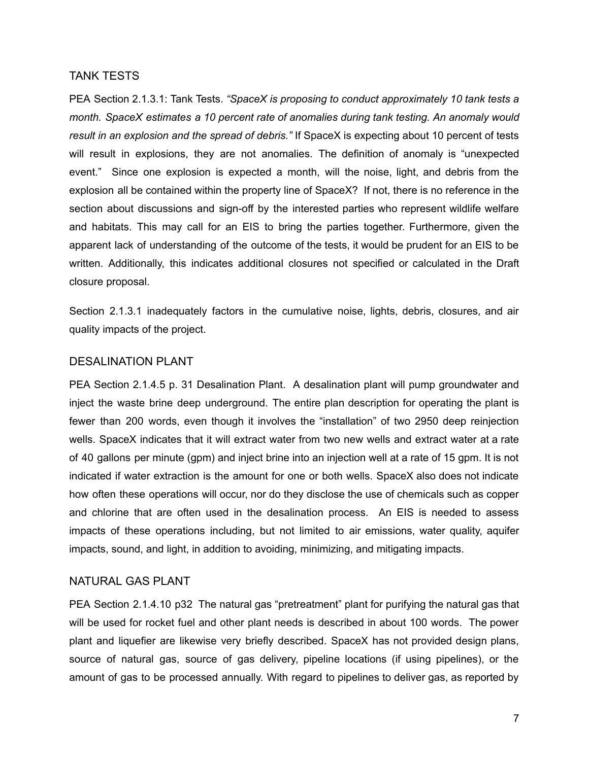## TANK TESTS

PEA Section 2.1.3.1: Tank Tests. *"SpaceX is proposing to conduct approximately 10 tank tests a month. SpaceX estimates a 10 percent rate of anomalies during tank testing. An anomaly would result in an explosion and the spread of debris."* If SpaceX is expecting about 10 percent of tests will result in explosions, they are not anomalies. The definition of anomaly is "unexpected event." Since one explosion is expected a month, will the noise, light, and debris from the explosion all be contained within the property line of SpaceX? If not, there is no reference in the section about discussions and sign-off by the interested parties who represent wildlife welfare and habitats. This may call for an EIS to bring the parties together. Furthermore, given the apparent lack of understanding of the outcome of the tests, it would be prudent for an EIS to be written. Additionally, this indicates additional closures not specified or calculated in the Draft closure proposal.

Section 2.1.3.1 inadequately factors in the cumulative noise, lights, debris, closures, and air quality impacts of the project.

## DESALINATION PLANT

PEA Section 2.1.4.5 p. 31 Desalination Plant. A desalination plant will pump groundwater and inject the waste brine deep underground. The entire plan description for operating the plant is fewer than 200 words, even though it involves the "installation" of two 2950 deep reinjection wells. SpaceX indicates that it will extract water from two new wells and extract water at a rate of 40 gallons per minute (gpm) and inject brine into an injection well at a rate of 15 gpm. It is not indicated if water extraction is the amount for one or both wells. SpaceX also does not indicate how often these operations will occur, nor do they disclose the use of chemicals such as copper and chlorine that are often used in the desalination process. An EIS is needed to assess impacts of these operations including, but not limited to air emissions, water quality, aquifer impacts, sound, and light, in addition to avoiding, minimizing, and mitigating impacts.

## NATURAL GAS PLANT

PEA Section 2.1.4.10 p32 The natural gas "pretreatment" plant for purifying the natural gas that will be used for rocket fuel and other plant needs is described in about 100 words. The power plant and liquefier are likewise very briefly described. SpaceX has not provided design plans, source of natural gas, source of gas delivery, pipeline locations (if using pipelines), or the amount of gas to be processed annually. With regard to pipelines to deliver gas, as reported by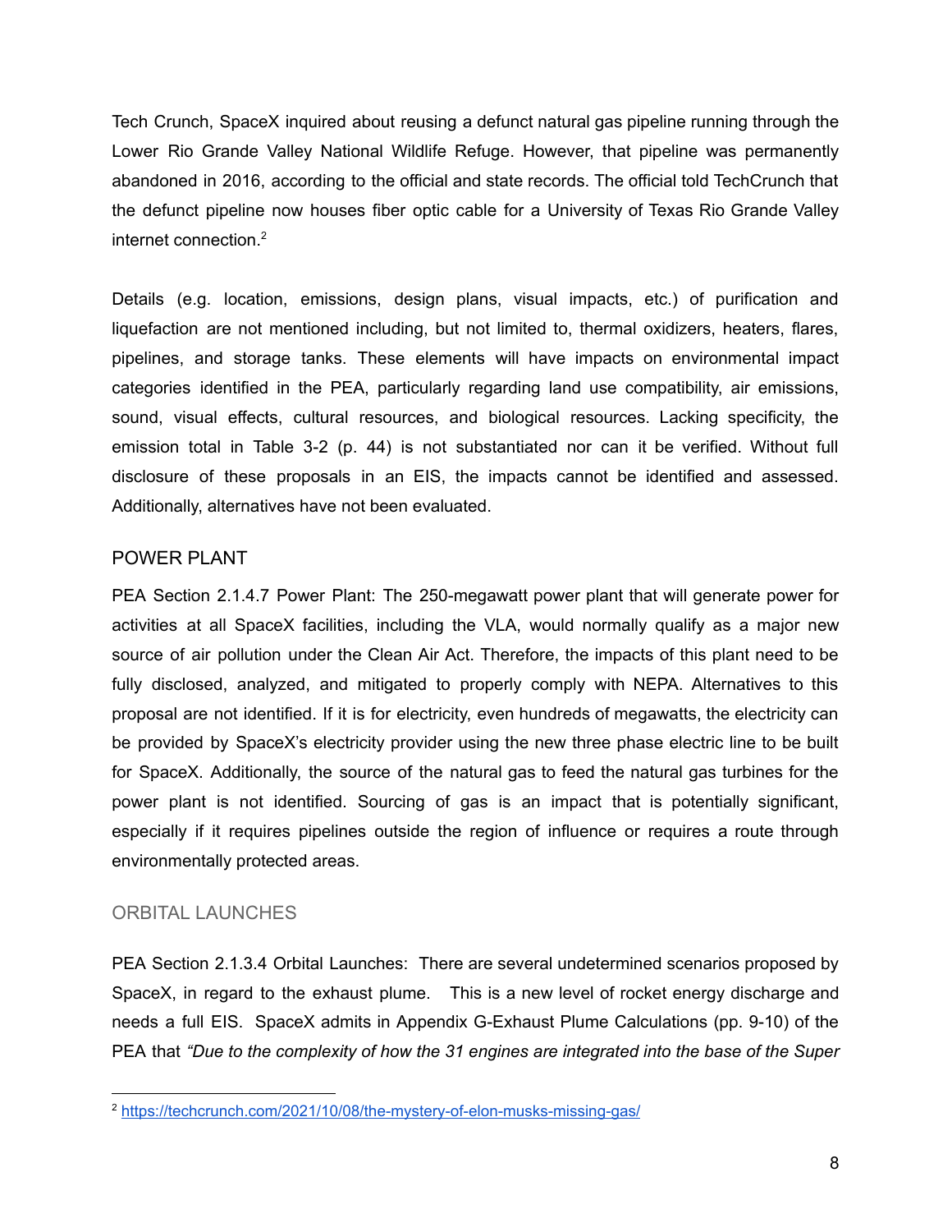Tech Crunch, SpaceX inquired about reusing a defunct natural gas pipeline running through the Lower Rio Grande Valley National Wildlife Refuge. However, that pipeline was permanently abandoned in 2016, according to the official and state records. The official told TechCrunch that the defunct pipeline now houses fiber optic cable for a University of Texas Rio Grande Valley internet connection.[2]

Details (e.g. location, emissions, design plans, visual impacts, etc.) of purification and liquefaction are not mentioned including, but not limited to, thermal oxidizers, heaters, flares, pipelines, and storage tanks. These elements will have impacts on environmental impact categories identified in the PEA, particularly regarding land use compatibility, air emissions, sound, visual effects, cultural resources, and biological resources. Lacking specificity, the emission total in Table 3-2 (p. 44) is not substantiated nor can it be verified. Without full disclosure of these proposals in an EIS, the impacts cannot be identified and assessed. Additionally, alternatives have not been evaluated.

## POWER PLANT

PEA Section 2.1.4.7 Power Plant: The 250-megawatt power plant that will generate power for activities at all SpaceX facilities, including the VLA, would normally qualify as a major new source of air pollution under the Clean Air Act. Therefore, the impacts of this plant need to be fully disclosed, analyzed, and mitigated to properly comply with NEPA. Alternatives to this proposal are not identified. If it is for electricity, even hundreds of megawatts, the electricity can be provided by SpaceX's electricity provider using the new three phase electric line to be built for SpaceX. Additionally, the source of the natural gas to feed the natural gas turbines for the power plant is not identified. Sourcing of gas is an impact that is potentially significant, especially if it requires pipelines outside the region of influence or requires a route through environmentally protected areas.

## ORBITAL LAUNCHES

PEA Section 2.1.3.4 Orbital Launches: There are several undetermined scenarios proposed by SpaceX, in regard to the exhaust plume. This is a new level of rocket energy discharge and needs a full EIS. SpaceX admits in Appendix G-Exhaust Plume Calculations (pp. 9-10) of the PEA that *"Due to the complexity of how the 31 engines are integrated into the base of the Super*

[2] https://techcrunch.com/2021/10/08/the-mystery-of-elon-musks-missing-gas/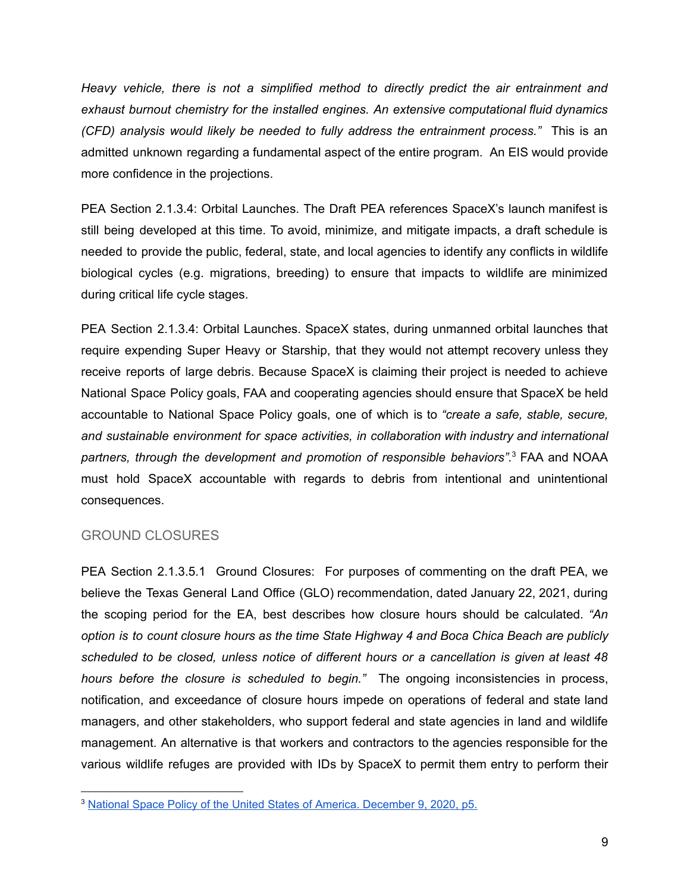*Heavy vehicle, there is not a simplified method to directly predict the air entrainment and exhaust burnout chemistry for the installed engines. An extensive computational fluid dynamics (CFD) analysis would likely be needed to fully address the entrainment process."* This is an admitted unknown regarding a fundamental aspect of the entire program. An EIS would provide more confidence in the projections.

PEA Section 2.1.3.4: Orbital Launches. The Draft PEA references SpaceX's launch manifest is still being developed at this time. To avoid, minimize, and mitigate impacts, a draft schedule is needed to provide the public, federal, state, and local agencies to identify any conflicts in wildlife biological cycles (e.g. migrations, breeding) to ensure that impacts to wildlife are minimized during critical life cycle stages.

PEA Section 2.1.3.4: Orbital Launches. SpaceX states, during unmanned orbital launches that require expending Super Heavy or Starship, that they would not attempt recovery unless they receive reports of large debris. Because SpaceX is claiming their project is needed to achieve National Space Policy goals, FAA and cooperating agencies should ensure that SpaceX be held accountable to National Space Policy goals, one of which is to *"create a safe, stable, secure, and sustainable environment for space activities, in collaboration with industry and international partners, through the development and promotion of responsible behaviors"*.[3] FAA and NOAA must hold SpaceX accountable with regards to debris from intentional and unintentional consequences.

## GROUND CLOSURES

PEA Section 2.1.3.5.1 Ground Closures: For purposes of commenting on the draft PEA, we believe the Texas General Land Office (GLO) recommendation, dated January 22, 2021, during the scoping period for the EA, best describes how closure hours should be calculated. *"An option is to count closure hours as the time State Highway 4 and Boca Chica Beach are publicly scheduled to be closed, unless notice of different hours or a cancellation is given at least 48 hours before the closure is scheduled to begin."* The ongoing inconsistencies in process, notification, and exceedance of closure hours impede on operations of federal and state land managers, and other stakeholders, who support federal and state agencies in land and wildlife management. An alternative is that workers and contractors to the agencies responsible for the various wildlife refuges are provided with IDs by SpaceX to permit them entry to perform their

---

[3] [National Space Policy of the United States of America. December 9, 2020, p5.]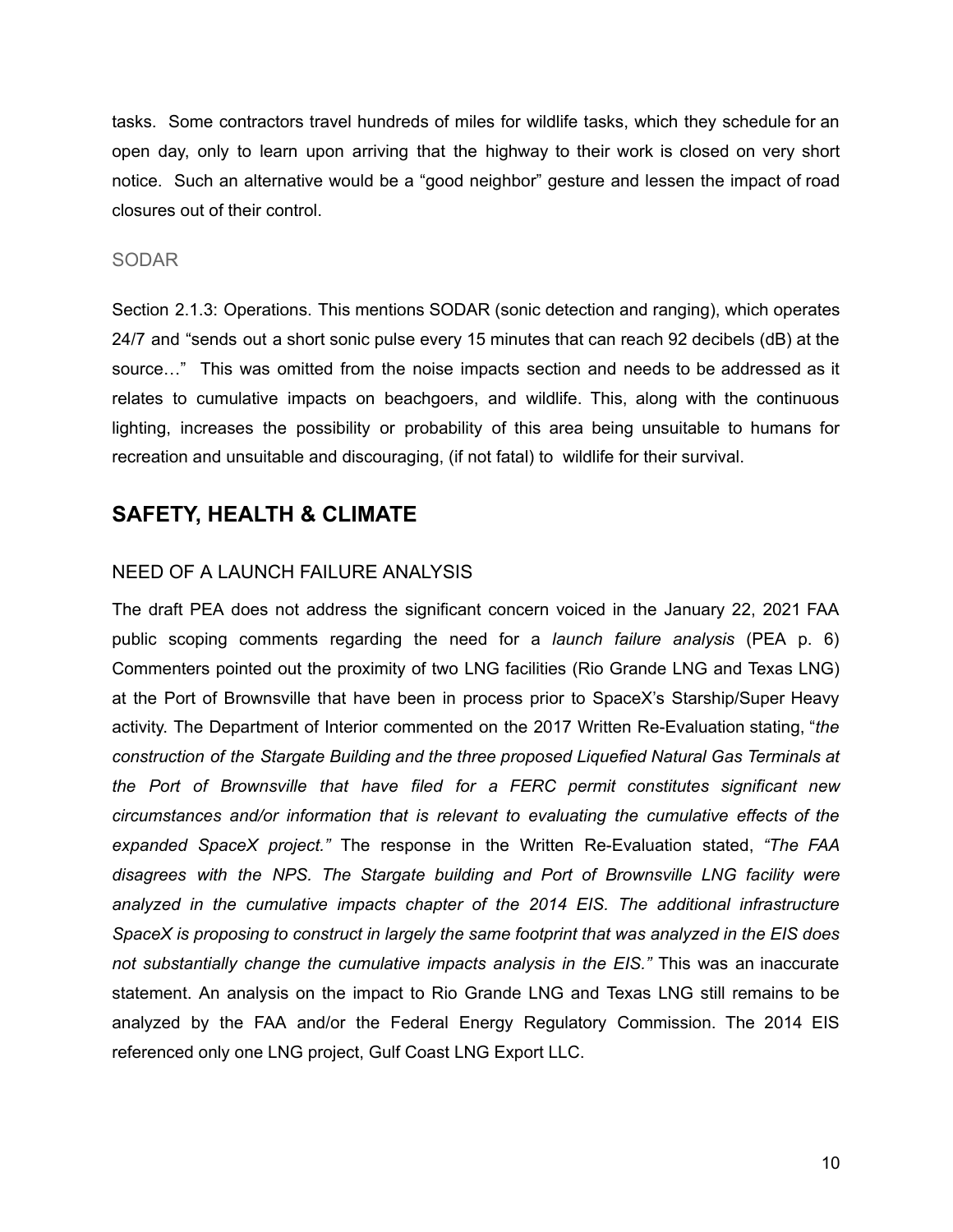tasks. Some contractors travel hundreds of miles for wildlife tasks, which they schedule for an open day, only to learn upon arriving that the highway to their work is closed on very short notice. Such an alternative would be a "good neighbor" gesture and lessen the impact of road closures out of their control.

### SODAR

Section 2.1.3: Operations. This mentions SODAR (sonic detection and ranging), which operates 24/7 and "sends out a short sonic pulse every 15 minutes that can reach 92 decibels (dB) at the source…" This was omitted from the noise impacts section and needs to be addressed as it relates to cumulative impacts on beachgoers, and wildlife. This, along with the continuous lighting, increases the possibility or probability of this area being unsuitable to humans for recreation and unsuitable and discouraging, (if not fatal) to wildlife for their survival.

## SAFETY, HEALTH & CLIMATE

### NEED OF A LAUNCH FAILURE ANALYSIS

The draft PEA does not address the significant concern voiced in the January 22, 2021 FAA public scoping comments regarding the need for a *launch failure analysis* (PEA p. 6) Commenters pointed out the proximity of two LNG facilities (Rio Grande LNG and Texas LNG) at the Port of Brownsville that have been in process prior to SpaceX's Starship/Super Heavy activity. The Department of Interior commented on the 2017 Written Re-Evaluation stating, "*the construction of the Stargate Building and the three proposed Liquefied Natural Gas Terminals at the Port of Brownsville that have filed for a FERC permit constitutes significant new circumstances and/or information that is relevant to evaluating the cumulative effects of the expanded SpaceX project."* The response in the Written Re-Evaluation stated, *"The FAA disagrees with the NPS. The Stargate building and Port of Brownsville LNG facility were analyzed in the cumulative impacts chapter of the 2014 EIS. The additional infrastructure SpaceX is proposing to construct in largely the same footprint that was analyzed in the EIS does not substantially change the cumulative impacts analysis in the EIS."* This was an inaccurate statement. An analysis on the impact to Rio Grande LNG and Texas LNG still remains to be analyzed by the FAA and/or the Federal Energy Regulatory Commission. The 2014 EIS referenced only one LNG project, Gulf Coast LNG Export LLC.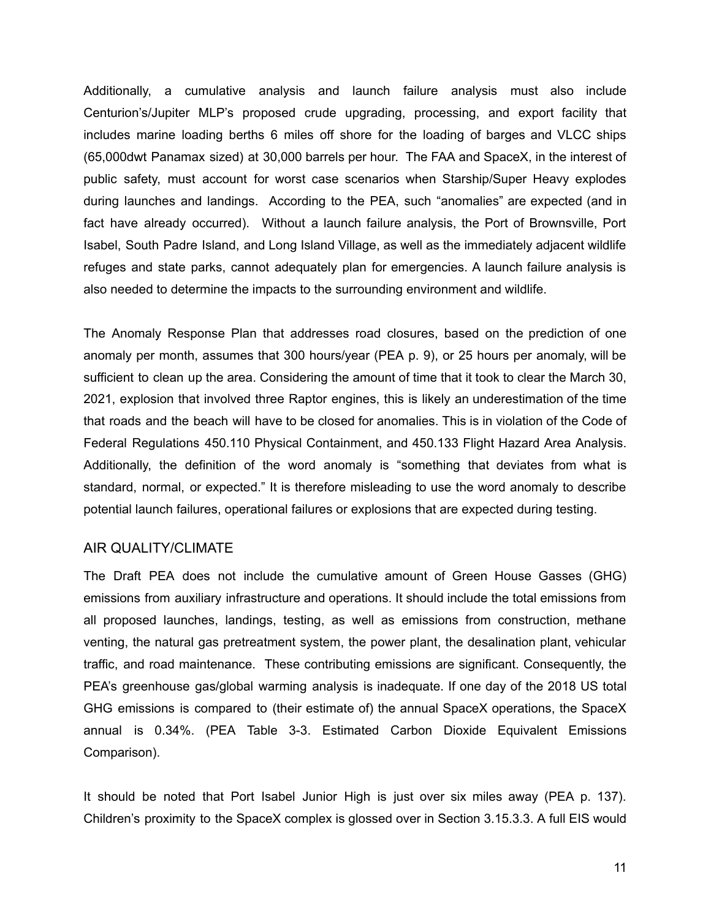Additionally, a cumulative analysis and launch failure analysis must also include Centurion's/Jupiter MLP's proposed crude upgrading, processing, and export facility that includes marine loading berths 6 miles off shore for the loading of barges and VLCC ships (65,000dwt Panamax sized) at 30,000 barrels per hour. The FAA and SpaceX, in the interest of public safety, must account for worst case scenarios when Starship/Super Heavy explodes during launches and landings. According to the PEA, such "anomalies" are expected (and in fact have already occurred). Without a launch failure analysis, the Port of Brownsville, Port Isabel, South Padre Island, and Long Island Village, as well as the immediately adjacent wildlife refuges and state parks, cannot adequately plan for emergencies. A launch failure analysis is also needed to determine the impacts to the surrounding environment and wildlife.

The Anomaly Response Plan that addresses road closures, based on the prediction of one anomaly per month, assumes that 300 hours/year (PEA p. 9), or 25 hours per anomaly, will be sufficient to clean up the area. Considering the amount of time that it took to clear the March 30, 2021, explosion that involved three Raptor engines, this is likely an underestimation of the time that roads and the beach will have to be closed for anomalies. This is in violation of the Code of Federal Regulations 450.110 Physical Containment, and 450.133 Flight Hazard Area Analysis. Additionally, the definition of the word anomaly is "something that deviates from what is standard, normal, or expected." It is therefore misleading to use the word anomaly to describe potential launch failures, operational failures or explosions that are expected during testing.

## AIR QUALITY/CLIMATE

The Draft PEA does not include the cumulative amount of Green House Gasses (GHG) emissions from auxiliary infrastructure and operations. It should include the total emissions from all proposed launches, landings, testing, as well as emissions from construction, methane venting, the natural gas pretreatment system, the power plant, the desalination plant, vehicular traffic, and road maintenance. These contributing emissions are significant. Consequently, the PEA's greenhouse gas/global warming analysis is inadequate. If one day of the 2018 US total GHG emissions is compared to (their estimate of) the annual SpaceX operations, the SpaceX annual is 0.34%. (PEA Table 3-3. Estimated Carbon Dioxide Equivalent Emissions Comparison).

It should be noted that Port Isabel Junior High is just over six miles away (PEA p. 137). Children's proximity to the SpaceX complex is glossed over in Section 3.15.3.3. A full EIS would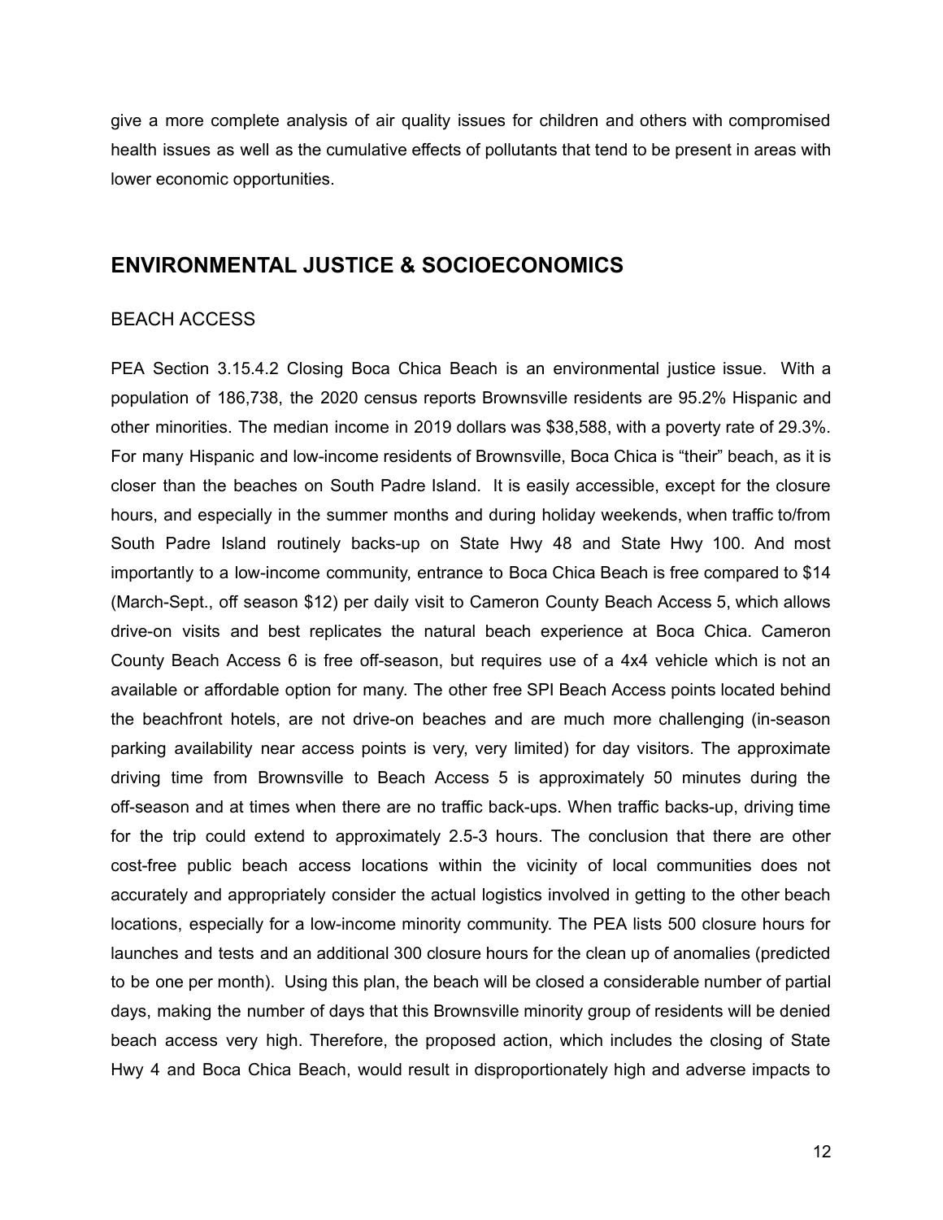give a more complete analysis of air quality issues for children and others with compromised health issues as well as the cumulative effects of pollutants that tend to be present in areas with lower economic opportunities.

## ENVIRONMENTAL JUSTICE & SOCIOECONOMICS

### BEACH ACCESS

PEA Section 3.15.4.2 Closing Boca Chica Beach is an environmental justice issue. With a population of 186,738, the 2020 census reports Brownsville residents are 95.2% Hispanic and other minorities. The median income in 2019 dollars was $38,588, with a poverty rate of 29.3%. For many Hispanic and low-income residents of Brownsville, Boca Chica is "their" beach, as it is closer than the beaches on South Padre Island. It is easily accessible, except for the closure hours, and especially in the summer months and during holiday weekends, when traffic to/from South Padre Island routinely backs-up on State Hwy 48 and State Hwy 100. And most importantly to a low-income community, entrance to Boca Chica Beach is free compared to $14 (March-Sept., off season $12) per daily visit to Cameron County Beach Access 5, which allows drive-on visits and best replicates the natural beach experience at Boca Chica. Cameron County Beach Access 6 is free off-season, but requires use of a 4x4 vehicle which is not an available or affordable option for many. The other free SPI Beach Access points located behind the beachfront hotels, are not drive-on beaches and are much more challenging (in-season parking availability near access points is very, very limited) for day visitors. The approximate driving time from Brownsville to Beach Access 5 is approximately 50 minutes during the off-season and at times when there are no traffic back-ups. When traffic backs-up, driving time for the trip could extend to approximately 2.5-3 hours. The conclusion that there are other cost-free public beach access locations within the vicinity of local communities does not accurately and appropriately consider the actual logistics involved in getting to the other beach locations, especially for a low-income minority community. The PEA lists 500 closure hours for launches and tests and an additional 300 closure hours for the clean up of anomalies (predicted to be one per month). Using this plan, the beach will be closed a considerable number of partial days, making the number of days that this Brownsville minority group of residents will be denied beach access very high. Therefore, the proposed action, which includes the closing of State Hwy 4 and Boca Chica Beach, would result in disproportionately high and adverse impacts to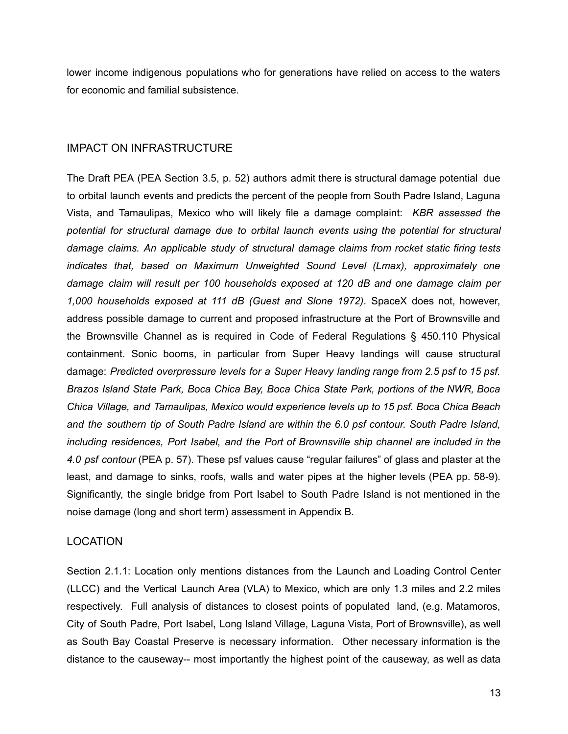lower income indigenous populations who for generations have relied on access to the waters for economic and familial subsistence.

## IMPACT ON INFRASTRUCTURE

The Draft PEA (PEA Section 3.5, p. 52) authors admit there is structural damage potential due to orbital launch events and predicts the percent of the people from South Padre Island, Laguna Vista, and Tamaulipas, Mexico who will likely file a damage complaint: *KBR assessed the potential for structural damage due to orbital launch events using the potential for structural damage claims. An applicable study of structural damage claims from rocket static firing tests indicates that, based on Maximum Unweighted Sound Level (Lmax), approximately one damage claim will result per 100 households exposed at 120 dB and one damage claim per 1,000 households exposed at 111 dB (Guest and Slone 1972)*. SpaceX does not, however, address possible damage to current and proposed infrastructure at the Port of Brownsville and the Brownsville Channel as is required in Code of Federal Regulations § 450.110 Physical containment. Sonic booms, in particular from Super Heavy landings will cause structural damage: *Predicted overpressure levels for a Super Heavy landing range from 2.5 psf to 15 psf. Brazos Island State Park, Boca Chica Bay, Boca Chica State Park, portions of the NWR, Boca Chica Village, and Tamaulipas, Mexico would experience levels up to 15 psf. Boca Chica Beach and the southern tip of South Padre Island are within the 6.0 psf contour. South Padre Island, including residences, Port Isabel, and the Port of Brownsville ship channel are included in the 4.0 psf contour* (PEA p. 57). These psf values cause "regular failures" of glass and plaster at the least, and damage to sinks, roofs, walls and water pipes at the higher levels (PEA pp. 58-9). Significantly, the single bridge from Port Isabel to South Padre Island is not mentioned in the noise damage (long and short term) assessment in Appendix B.

## LOCATION

Section 2.1.1: Location only mentions distances from the Launch and Loading Control Center (LLCC) and the Vertical Launch Area (VLA) to Mexico, which are only 1.3 miles and 2.2 miles respectively. Full analysis of distances to closest points of populated land, (e.g. Matamoros, City of South Padre, Port Isabel, Long Island Village, Laguna Vista, Port of Brownsville), as well as South Bay Coastal Preserve is necessary information. Other necessary information is the distance to the causeway-- most importantly the highest point of the causeway, as well as data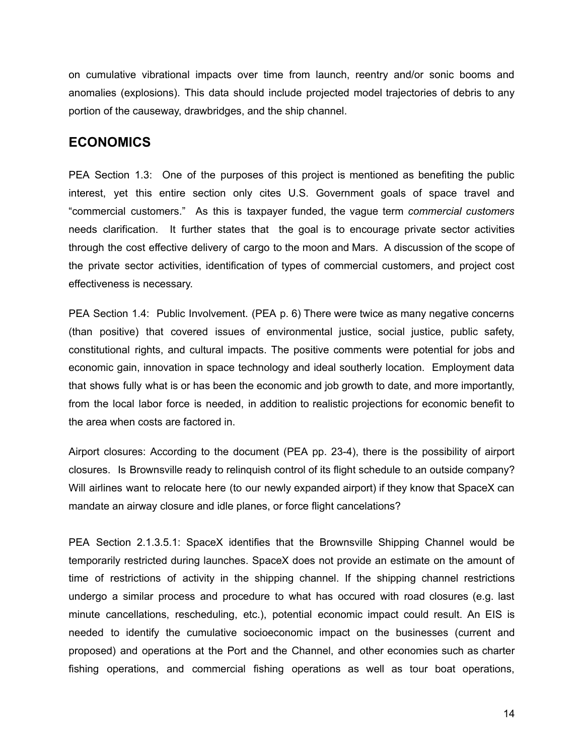on cumulative vibrational impacts over time from launch, reentry and/or sonic booms and anomalies (explosions). This data should include projected model trajectories of debris to any portion of the causeway, drawbridges, and the ship channel.

## ECONOMICS

PEA Section 1.3: One of the purposes of this project is mentioned as benefiting the public interest, yet this entire section only cites U.S. Government goals of space travel and "commercial customers." As this is taxpayer funded, the vague term *commercial customers* needs clarification. It further states that the goal is to encourage private sector activities through the cost effective delivery of cargo to the moon and Mars. A discussion of the scope of the private sector activities, identification of types of commercial customers, and project cost effectiveness is necessary.

PEA Section 1.4: Public Involvement. (PEA p. 6) There were twice as many negative concerns (than positive) that covered issues of environmental justice, social justice, public safety, constitutional rights, and cultural impacts. The positive comments were potential for jobs and economic gain, innovation in space technology and ideal southerly location. Employment data that shows fully what is or has been the economic and job growth to date, and more importantly, from the local labor force is needed, in addition to realistic projections for economic benefit to the area when costs are factored in.

Airport closures: According to the document (PEA pp. 23-4), there is the possibility of airport closures. Is Brownsville ready to relinquish control of its flight schedule to an outside company? Will airlines want to relocate here (to our newly expanded airport) if they know that SpaceX can mandate an airway closure and idle planes, or force flight cancelations?

PEA Section 2.1.3.5.1: SpaceX identifies that the Brownsville Shipping Channel would be temporarily restricted during launches. SpaceX does not provide an estimate on the amount of time of restrictions of activity in the shipping channel. If the shipping channel restrictions undergo a similar process and procedure to what has occured with road closures (e.g. last minute cancellations, rescheduling, etc.), potential economic impact could result. An EIS is needed to identify the cumulative socioeconomic impact on the businesses (current and proposed) and operations at the Port and the Channel, and other economies such as charter fishing operations, and commercial fishing operations as well as tour boat operations,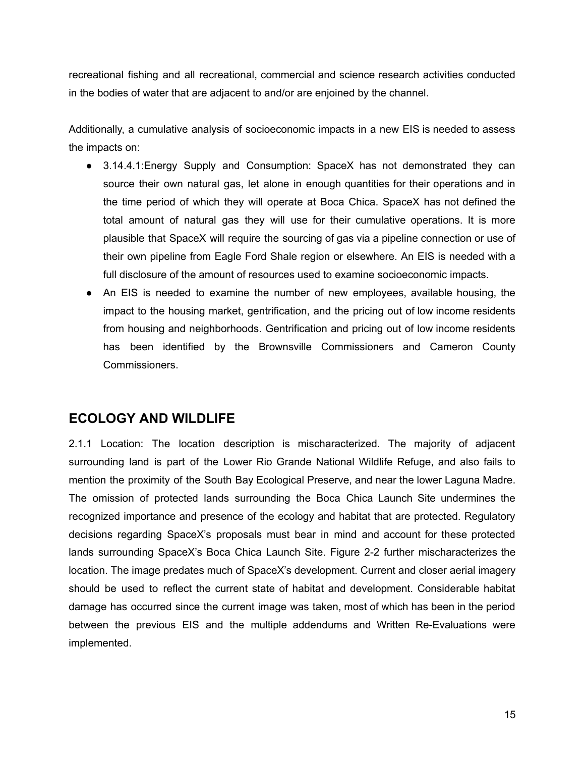recreational fishing and all recreational, commercial and science research activities conducted in the bodies of water that are adjacent to and/or are enjoined by the channel.

Additionally, a cumulative analysis of socioeconomic impacts in a new EIS is needed to assess the impacts on:

- 3.14.4.1:Energy Supply and Consumption: SpaceX has not demonstrated they can source their own natural gas, let alone in enough quantities for their operations and in the time period of which they will operate at Boca Chica. SpaceX has not defined the total amount of natural gas they will use for their cumulative operations. It is more plausible that SpaceX will require the sourcing of gas via a pipeline connection or use of their own pipeline from Eagle Ford Shale region or elsewhere. An EIS is needed with a full disclosure of the amount of resources used to examine socioeconomic impacts.
- An EIS is needed to examine the number of new employees, available housing, the impact to the housing market, gentrification, and the pricing out of low income residents from housing and neighborhoods. Gentrification and pricing out of low income residents has been identified by the Brownsville Commissioners and Cameron County Commissioners.

## ECOLOGY AND WILDLIFE

2.1.1 Location: The location description is mischaracterized. The majority of adjacent surrounding land is part of the Lower Rio Grande National Wildlife Refuge, and also fails to mention the proximity of the South Bay Ecological Preserve, and near the lower Laguna Madre. The omission of protected lands surrounding the Boca Chica Launch Site undermines the recognized importance and presence of the ecology and habitat that are protected. Regulatory decisions regarding SpaceX's proposals must bear in mind and account for these protected lands surrounding SpaceX's Boca Chica Launch Site. Figure 2-2 further mischaracterizes the location. The image predates much of SpaceX's development. Current and closer aerial imagery should be used to reflect the current state of habitat and development. Considerable habitat damage has occurred since the current image was taken, most of which has been in the period between the previous EIS and the multiple addendums and Written Re-Evaluations were implemented.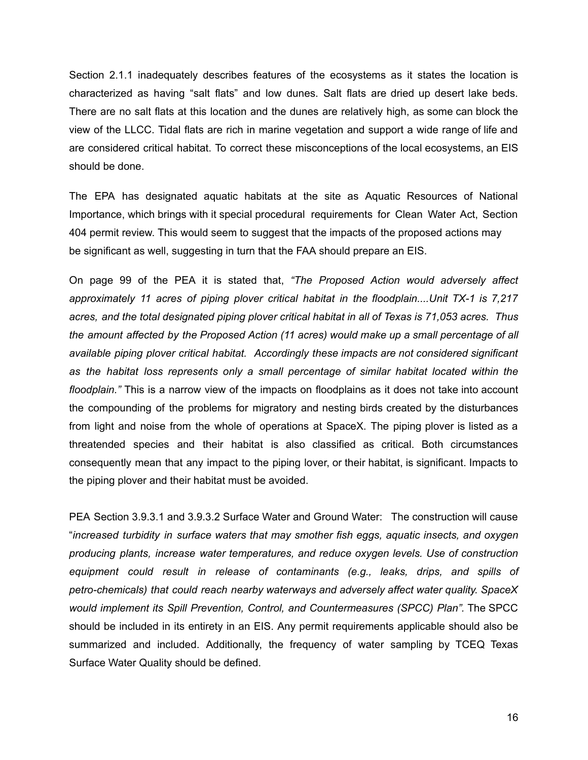Section 2.1.1 inadequately describes features of the ecosystems as it states the location is characterized as having "salt flats" and low dunes. Salt flats are dried up desert lake beds. There are no salt flats at this location and the dunes are relatively high, as some can block the view of the LLCC. Tidal flats are rich in marine vegetation and support a wide range of life and are considered critical habitat. To correct these misconceptions of the local ecosystems, an EIS should be done.

The EPA has designated aquatic habitats at the site as Aquatic Resources of National Importance, which brings with it special procedural requirements for Clean Water Act, Section 404 permit review. This would seem to suggest that the impacts of the proposed actions may be significant as well, suggesting in turn that the FAA should prepare an EIS.

On page 99 of the PEA it is stated that, *"The Proposed Action would adversely affect approximately 11 acres of piping plover critical habitat in the floodplain....Unit TX-1 is 7,217 acres, and the total designated piping plover critical habitat in all of Texas is 71,053 acres. Thus the amount affected by the Proposed Action (11 acres) would make up a small percentage of all available piping plover critical habitat. Accordingly these impacts are not considered significant as the habitat loss represents only a small percentage of similar habitat located within the floodplain."* This is a narrow view of the impacts on floodplains as it does not take into account the compounding of the problems for migratory and nesting birds created by the disturbances from light and noise from the whole of operations at SpaceX. The piping plover is listed as a threatended species and their habitat is also classified as critical. Both circumstances consequently mean that any impact to the piping lover, or their habitat, is significant. Impacts to the piping plover and their habitat must be avoided.

PEA Section 3.9.3.1 and 3.9.3.2 Surface Water and Ground Water: The construction will cause "*increased turbidity in surface waters that may smother fish eggs, aquatic insects, and oxygen producing plants, increase water temperatures, and reduce oxygen levels. Use of construction equipment could result in release of contaminants (e.g., leaks, drips, and spills of petro-chemicals) that could reach nearby waterways and adversely affect water quality. SpaceX would implement its Spill Prevention, Control, and Countermeasures (SPCC) Plan"*. The SPCC should be included in its entirety in an EIS. Any permit requirements applicable should also be summarized and included. Additionally, the frequency of water sampling by TCEQ Texas Surface Water Quality should be defined.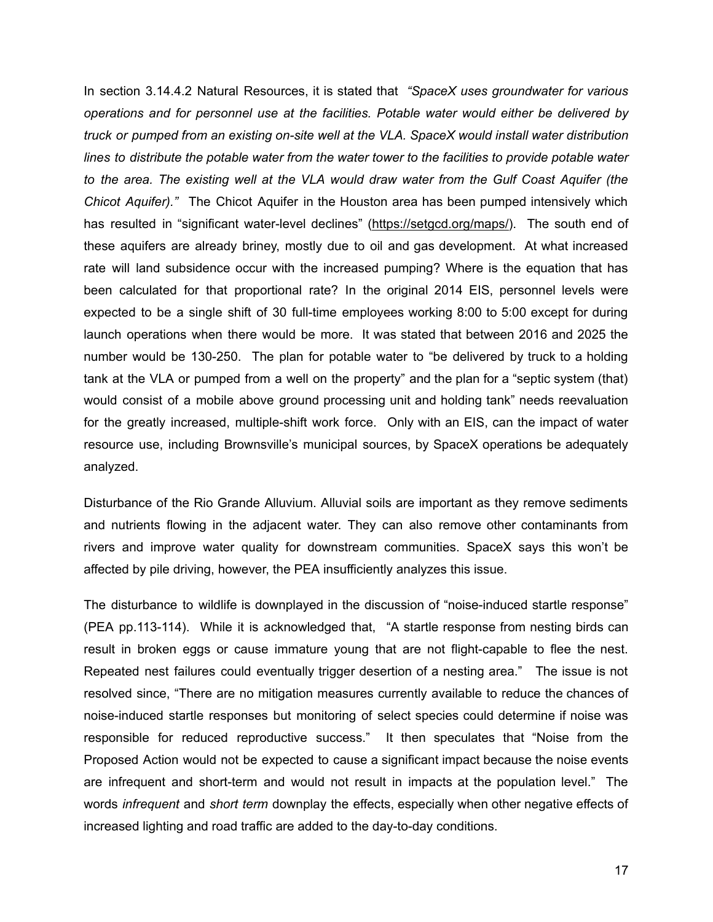In section 3.14.4.2 Natural Resources, it is stated that *"SpaceX uses groundwater for various operations and for personnel use at the facilities. Potable water would either be delivered by truck or pumped from an existing on-site well at the VLA. SpaceX would install water distribution lines to distribute the potable water from the water tower to the facilities to provide potable water to the area. The existing well at the VLA would draw water from the Gulf Coast Aquifer (the Chicot Aquifer)."* The Chicot Aquifer in the Houston area has been pumped intensively which has resulted in "significant water-level declines" ([https://setgcd.org/maps/](https://setgcd.org/maps/)). The south end of these aquifers are already briney, mostly due to oil and gas development. At what increased rate will land subsidence occur with the increased pumping? Where is the equation that has been calculated for that proportional rate? In the original 2014 EIS, personnel levels were expected to be a single shift of 30 full-time employees working 8:00 to 5:00 except for during launch operations when there would be more. It was stated that between 2016 and 2025 the number would be 130-250. The plan for potable water to "be delivered by truck to a holding tank at the VLA or pumped from a well on the property" and the plan for a "septic system (that) would consist of a mobile above ground processing unit and holding tank" needs reevaluation for the greatly increased, multiple-shift work force. Only with an EIS, can the impact of water resource use, including Brownsville's municipal sources, by SpaceX operations be adequately analyzed.

Disturbance of the Rio Grande Alluvium. Alluvial soils are important as they remove sediments and nutrients flowing in the adjacent water. They can also remove other contaminants from rivers and improve water quality for downstream communities. SpaceX says this won't be affected by pile driving, however, the PEA insufficiently analyzes this issue.

The disturbance to wildlife is downplayed in the discussion of "noise-induced startle response" (PEA pp.113-114). While it is acknowledged that, "A startle response from nesting birds can result in broken eggs or cause immature young that are not flight-capable to flee the nest. Repeated nest failures could eventually trigger desertion of a nesting area." The issue is not resolved since, "There are no mitigation measures currently available to reduce the chances of noise-induced startle responses but monitoring of select species could determine if noise was responsible for reduced reproductive success." It then speculates that "Noise from the Proposed Action would not be expected to cause a significant impact because the noise events are infrequent and short-term and would not result in impacts at the population level." The words *infrequent* and *short term* downplay the effects, especially when other negative effects of increased lighting and road traffic are added to the day-to-day conditions.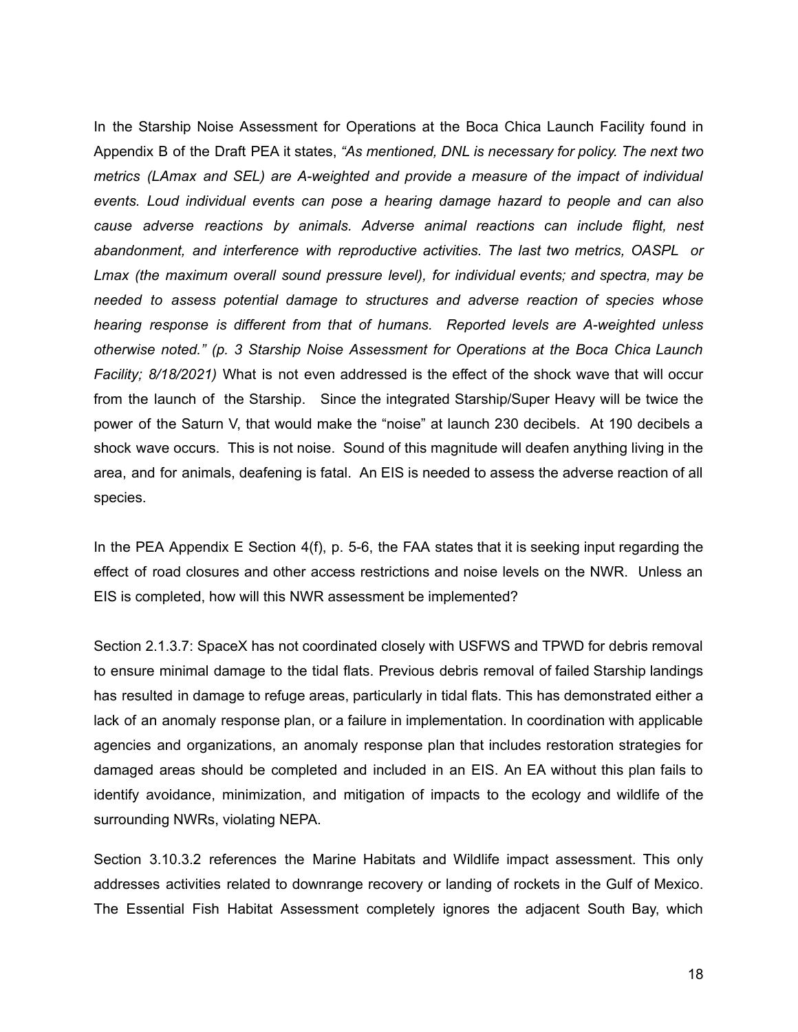In the Starship Noise Assessment for Operations at the Boca Chica Launch Facility found in Appendix B of the Draft PEA it states, *"As mentioned, DNL is necessary for policy. The next two metrics (LAmax and SEL) are A-weighted and provide a measure of the impact of individual events. Loud individual events can pose a hearing damage hazard to people and can also cause adverse reactions by animals. Adverse animal reactions can include flight, nest abandonment, and interference with reproductive activities. The last two metrics, OASPL or Lmax (the maximum overall sound pressure level), for individual events; and spectra, may be needed to assess potential damage to structures and adverse reaction of species whose hearing response is different from that of humans. Reported levels are A-weighted unless otherwise noted." (p. 3 Starship Noise Assessment for Operations at the Boca Chica Launch Facility; 8/18/2021)* What is not even addressed is the effect of the shock wave that will occur from the launch of the Starship. Since the integrated Starship/Super Heavy will be twice the power of the Saturn V, that would make the "noise" at launch 230 decibels. At 190 decibels a shock wave occurs. This is not noise. Sound of this magnitude will deafen anything living in the area, and for animals, deafening is fatal. An EIS is needed to assess the adverse reaction of all species.

In the PEA Appendix E Section 4(f), p. 5-6, the FAA states that it is seeking input regarding the effect of road closures and other access restrictions and noise levels on the NWR. Unless an EIS is completed, how will this NWR assessment be implemented?

Section 2.1.3.7: SpaceX has not coordinated closely with USFWS and TPWD for debris removal to ensure minimal damage to the tidal flats. Previous debris removal of failed Starship landings has resulted in damage to refuge areas, particularly in tidal flats. This has demonstrated either a lack of an anomaly response plan, or a failure in implementation. In coordination with applicable agencies and organizations, an anomaly response plan that includes restoration strategies for damaged areas should be completed and included in an EIS. An EA without this plan fails to identify avoidance, minimization, and mitigation of impacts to the ecology and wildlife of the surrounding NWRs, violating NEPA.

Section 3.10.3.2 references the Marine Habitats and Wildlife impact assessment. This only addresses activities related to downrange recovery or landing of rockets in the Gulf of Mexico. The Essential Fish Habitat Assessment completely ignores the adjacent South Bay, which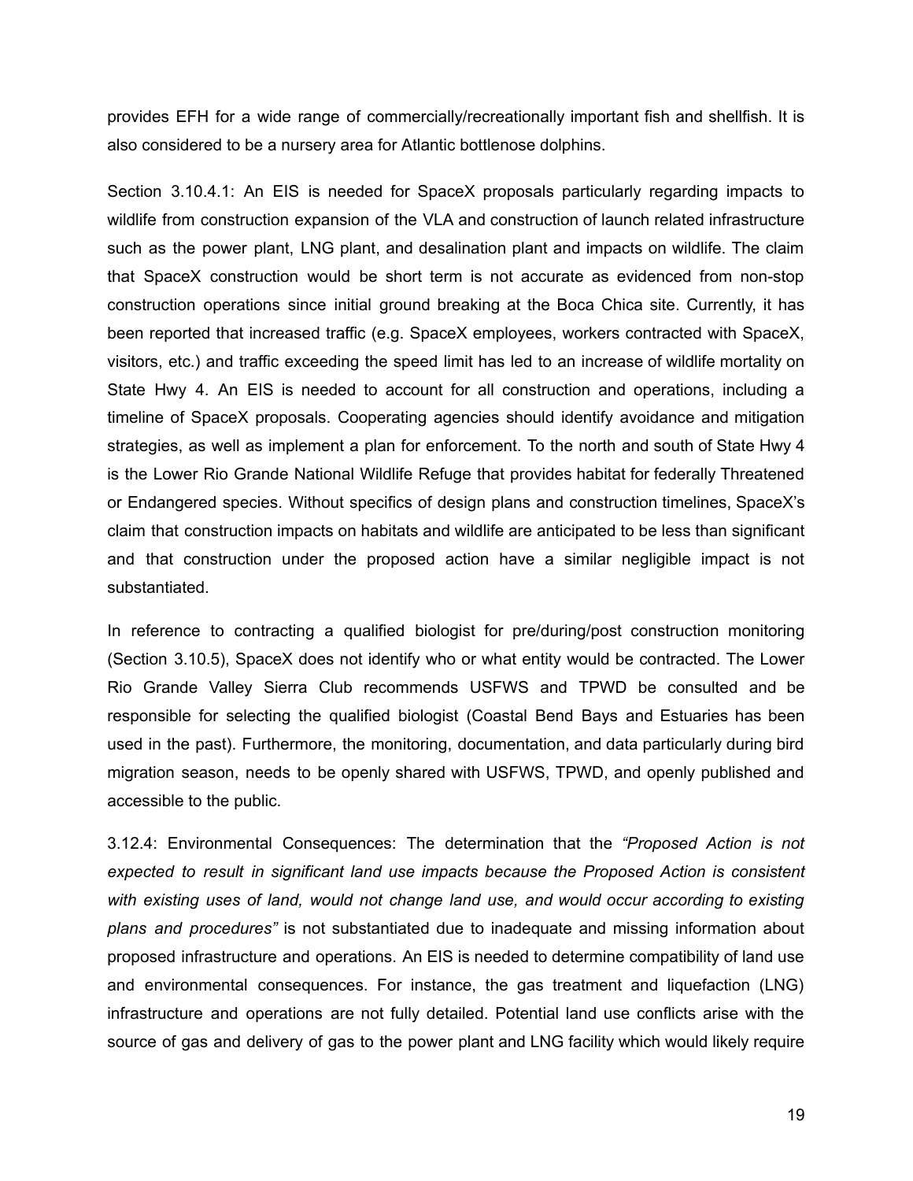provides EFH for a wide range of commercially/recreationally important fish and shellfish. It is also considered to be a nursery area for Atlantic bottlenose dolphins.

Section 3.10.4.1: An EIS is needed for SpaceX proposals particularly regarding impacts to wildlife from construction expansion of the VLA and construction of launch related infrastructure such as the power plant, LNG plant, and desalination plant and impacts on wildlife. The claim that SpaceX construction would be short term is not accurate as evidenced from non-stop construction operations since initial ground breaking at the Boca Chica site. Currently, it has been reported that increased traffic (e.g. SpaceX employees, workers contracted with SpaceX, visitors, etc.) and traffic exceeding the speed limit has led to an increase of wildlife mortality on State Hwy 4. An EIS is needed to account for all construction and operations, including a timeline of SpaceX proposals. Cooperating agencies should identify avoidance and mitigation strategies, as well as implement a plan for enforcement. To the north and south of State Hwy 4 is the Lower Rio Grande National Wildlife Refuge that provides habitat for federally Threatened or Endangered species. Without specifics of design plans and construction timelines, SpaceX's claim that construction impacts on habitats and wildlife are anticipated to be less than significant and that construction under the proposed action have a similar negligible impact is not substantiated.

In reference to contracting a qualified biologist for pre/during/post construction monitoring (Section 3.10.5), SpaceX does not identify who or what entity would be contracted. The Lower Rio Grande Valley Sierra Club recommends USFWS and TPWD be consulted and be responsible for selecting the qualified biologist (Coastal Bend Bays and Estuaries has been used in the past). Furthermore, the monitoring, documentation, and data particularly during bird migration season, needs to be openly shared with USFWS, TPWD, and openly published and accessible to the public.

3.12.4: Environmental Consequences: The determination that the *"Proposed Action is not expected to result in significant land use impacts because the Proposed Action is consistent with existing uses of land, would not change land use, and would occur according to existing plans and procedures"* is not substantiated due to inadequate and missing information about proposed infrastructure and operations. An EIS is needed to determine compatibility of land use and environmental consequences. For instance, the gas treatment and liquefaction (LNG) infrastructure and operations are not fully detailed. Potential land use conflicts arise with the source of gas and delivery of gas to the power plant and LNG facility which would likely require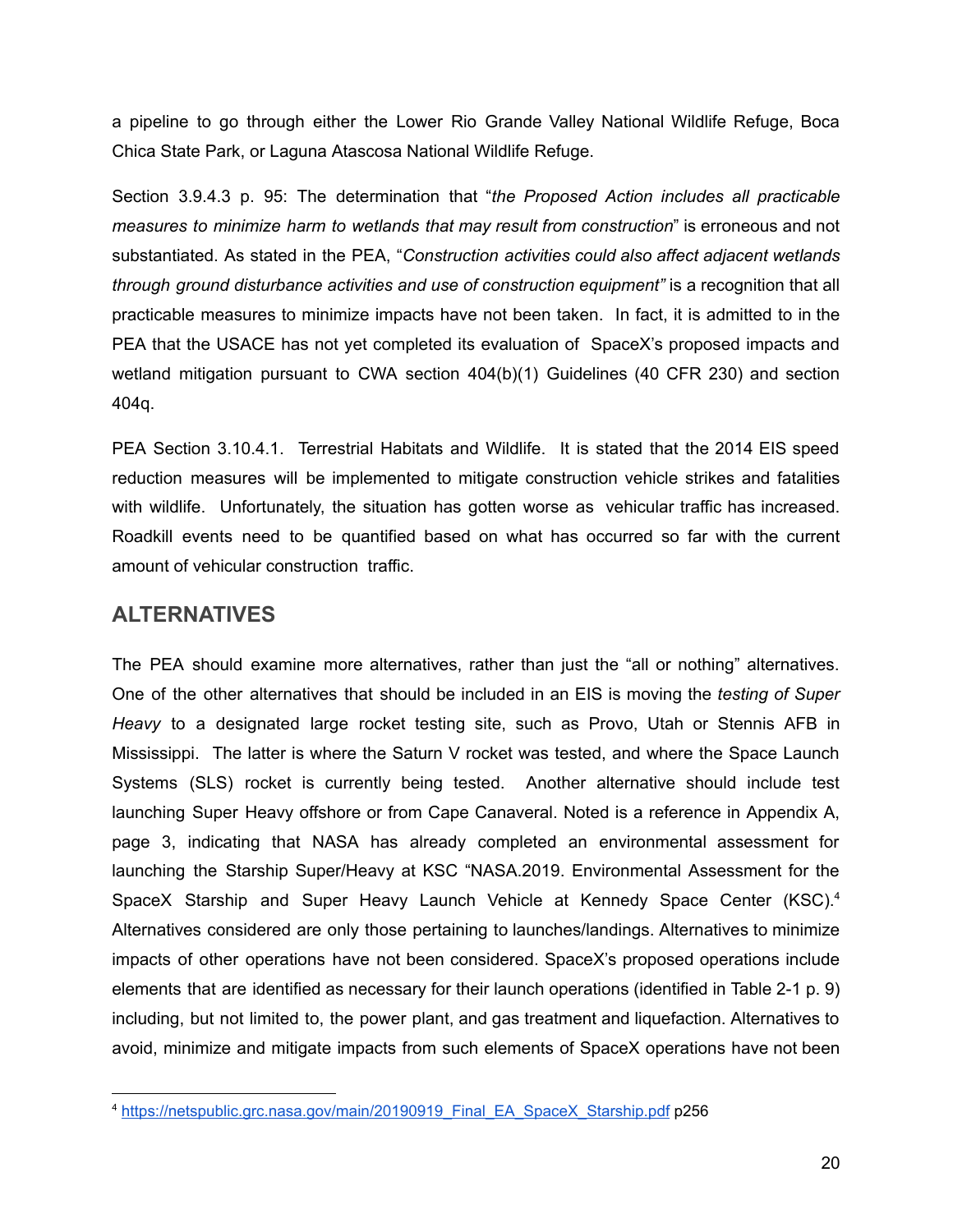a pipeline to go through either the Lower Rio Grande Valley National Wildlife Refuge, Boca Chica State Park, or Laguna Atascosa National Wildlife Refuge.

Section 3.9.4.3 p. 95: The determination that "*the Proposed Action includes all practicable measures to minimize harm to wetlands that may result from construction*" is erroneous and not substantiated. As stated in the PEA, "*Construction activities could also affect adjacent wetlands through ground disturbance activities and use of construction equipment"* is a recognition that all practicable measures to minimize impacts have not been taken. In fact, it is admitted to in the PEA that the USACE has not yet completed its evaluation of SpaceX's proposed impacts and wetland mitigation pursuant to CWA section 404(b)(1) Guidelines (40 CFR 230) and section 404q.

PEA Section 3.10.4.1. Terrestrial Habitats and Wildlife. It is stated that the 2014 EIS speed reduction measures will be implemented to mitigate construction vehicle strikes and fatalities with wildlife. Unfortunately, the situation has gotten worse as vehicular traffic has increased. Roadkill events need to be quantified based on what has occurred so far with the current amount of vehicular construction traffic.

## ALTERNATIVES

The PEA should examine more alternatives, rather than just the "all or nothing" alternatives. One of the other alternatives that should be included in an EIS is moving the *testing of Super Heavy* to a designated large rocket testing site, such as Provo, Utah or Stennis AFB in Mississippi. The latter is where the Saturn V rocket was tested, and where the Space Launch Systems (SLS) rocket is currently being tested. Another alternative should include test launching Super Heavy offshore or from Cape Canaveral. Noted is a reference in Appendix A, page 3, indicating that NASA has already completed an environmental assessment for launching the Starship Super/Heavy at KSC "NASA.2019. Environmental Assessment for the SpaceX Starship and Super Heavy Launch Vehicle at Kennedy Space Center (KSC).[4] Alternatives considered are only those pertaining to launches/landings. Alternatives to minimize impacts of other operations have not been considered. SpaceX's proposed operations include elements that are identified as necessary for their launch operations (identified in Table 2-1 p. 9) including, but not limited to, the power plant, and gas treatment and liquefaction. Alternatives to avoid, minimize and mitigate impacts from such elements of SpaceX operations have not been

---

[4] https://netspublic.grc.nasa.gov/main/20190919_Final_EA_SpaceX_Starship.pdf p256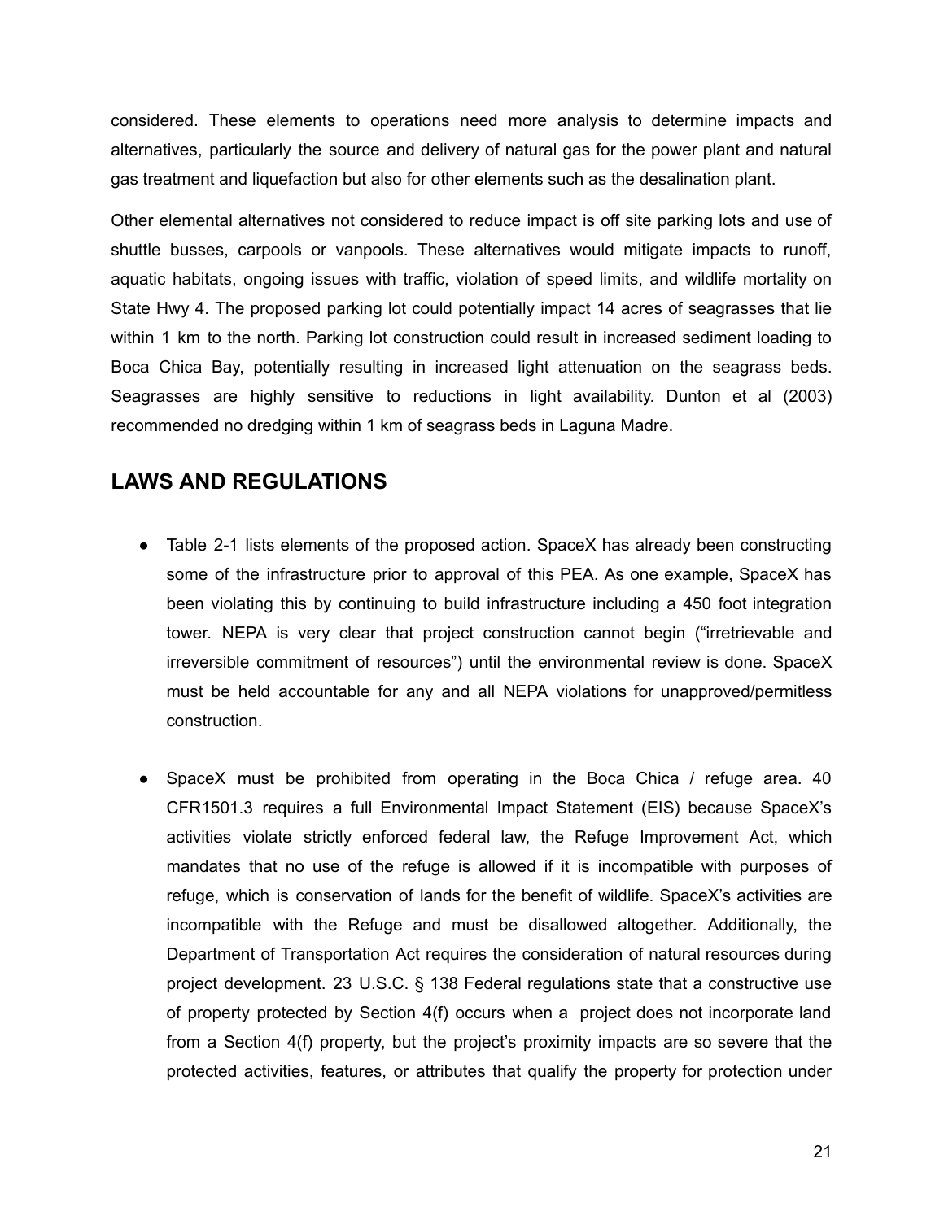considered. These elements to operations need more analysis to determine impacts and alternatives, particularly the source and delivery of natural gas for the power plant and natural gas treatment and liquefaction but also for other elements such as the desalination plant.

Other elemental alternatives not considered to reduce impact is off site parking lots and use of shuttle busses, carpools or vanpools. These alternatives would mitigate impacts to runoff, aquatic habitats, ongoing issues with traffic, violation of speed limits, and wildlife mortality on State Hwy 4. The proposed parking lot could potentially impact 14 acres of seagrasses that lie within 1 km to the north. Parking lot construction could result in increased sediment loading to Boca Chica Bay, potentially resulting in increased light attenuation on the seagrass beds. Seagrasses are highly sensitive to reductions in light availability. Dunton et al (2003) recommended no dredging within 1 km of seagrass beds in Laguna Madre.

## LAWS AND REGULATIONS

- Table 2-1 lists elements of the proposed action. SpaceX has already been constructing some of the infrastructure prior to approval of this PEA. As one example, SpaceX has been violating this by continuing to build infrastructure including a 450 foot integration tower. NEPA is very clear that project construction cannot begin ("irretrievable and irreversible commitment of resources") until the environmental review is done. SpaceX must be held accountable for any and all NEPA violations for unapproved/permitless construction.

- SpaceX must be prohibited from operating in the Boca Chica / refuge area. 40 CFR1501.3 requires a full Environmental Impact Statement (EIS) because SpaceX's activities violate strictly enforced federal law, the Refuge Improvement Act, which mandates that no use of the refuge is allowed if it is incompatible with purposes of refuge, which is conservation of lands for the benefit of wildlife. SpaceX's activities are incompatible with the Refuge and must be disallowed altogether. Additionally, the Department of Transportation Act requires the consideration of natural resources during project development. 23 U.S.C. § 138 Federal regulations state that a constructive use of property protected by Section 4(f) occurs when a project does not incorporate land from a Section 4(f) property, but the project's proximity impacts are so severe that the protected activities, features, or attributes that qualify the property for protection under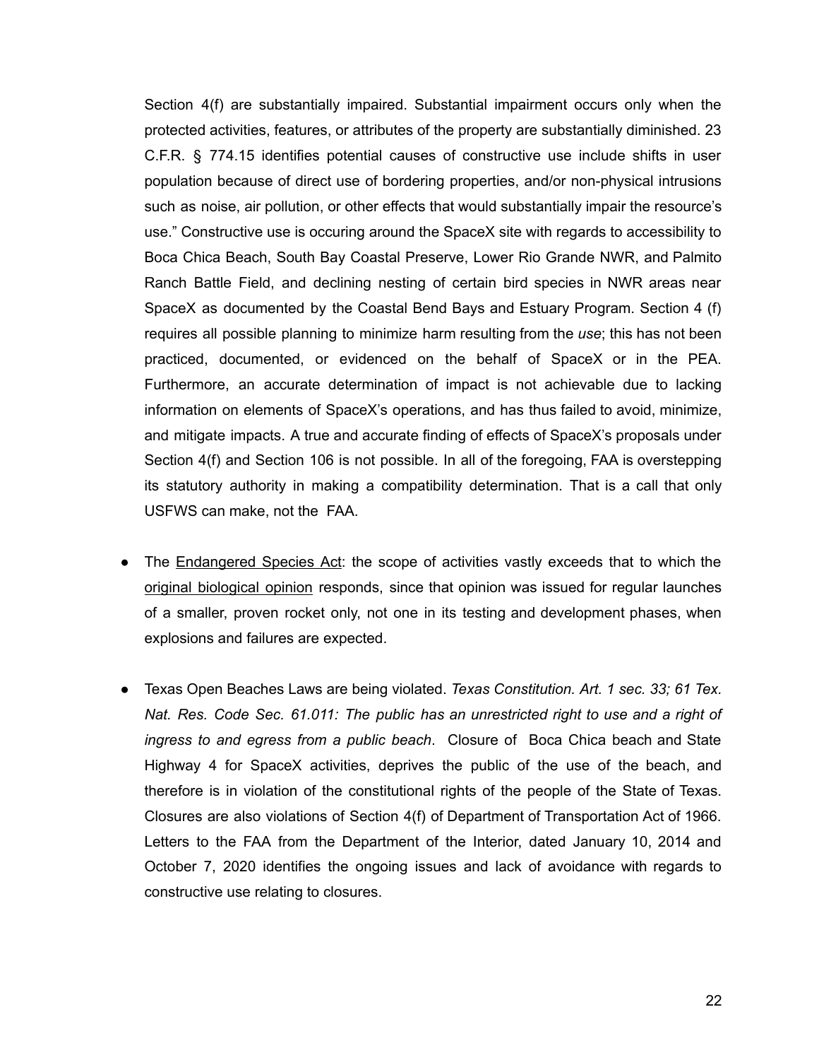Section 4(f) are substantially impaired. Substantial impairment occurs only when the protected activities, features, or attributes of the property are substantially diminished. 23 C.F.R. § 774.15 identifies potential causes of constructive use include shifts in user population because of direct use of bordering properties, and/or non-physical intrusions such as noise, air pollution, or other effects that would substantially impair the resource's use." Constructive use is occuring around the SpaceX site with regards to accessibility to Boca Chica Beach, South Bay Coastal Preserve, Lower Rio Grande NWR, and Palmito Ranch Battle Field, and declining nesting of certain bird species in NWR areas near SpaceX as documented by the Coastal Bend Bays and Estuary Program. Section 4 (f) requires all possible planning to minimize harm resulting from the *use*; this has not been practiced, documented, or evidenced on the behalf of SpaceX or in the PEA. Furthermore, an accurate determination of impact is not achievable due to lacking information on elements of SpaceX's operations, and has thus failed to avoid, minimize, and mitigate impacts. A true and accurate finding of effects of SpaceX's proposals under Section 4(f) and Section 106 is not possible. In all of the foregoing, FAA is overstepping its statutory authority in making a compatibility determination. That is a call that only USFWS can make, not the FAA.

- The Endangered Species Act: the scope of activities vastly exceeds that to which the original biological opinion responds, since that opinion was issued for regular launches of a smaller, proven rocket only, not one in its testing and development phases, when explosions and failures are expected.

- Texas Open Beaches Laws are being violated. *Texas Constitution. Art. 1 sec. 33; 61 Tex. Nat. Res. Code Sec. 61.011: The public has an unrestricted right to use and a right of ingress to and egress from a public beach*. Closure of Boca Chica beach and State Highway 4 for SpaceX activities, deprives the public of the use of the beach, and therefore is in violation of the constitutional rights of the people of the State of Texas. Closures are also violations of Section 4(f) of Department of Transportation Act of 1966. Letters to the FAA from the Department of the Interior, dated January 10, 2014 and October 7, 2020 identifies the ongoing issues and lack of avoidance with regards to constructive use relating to closures.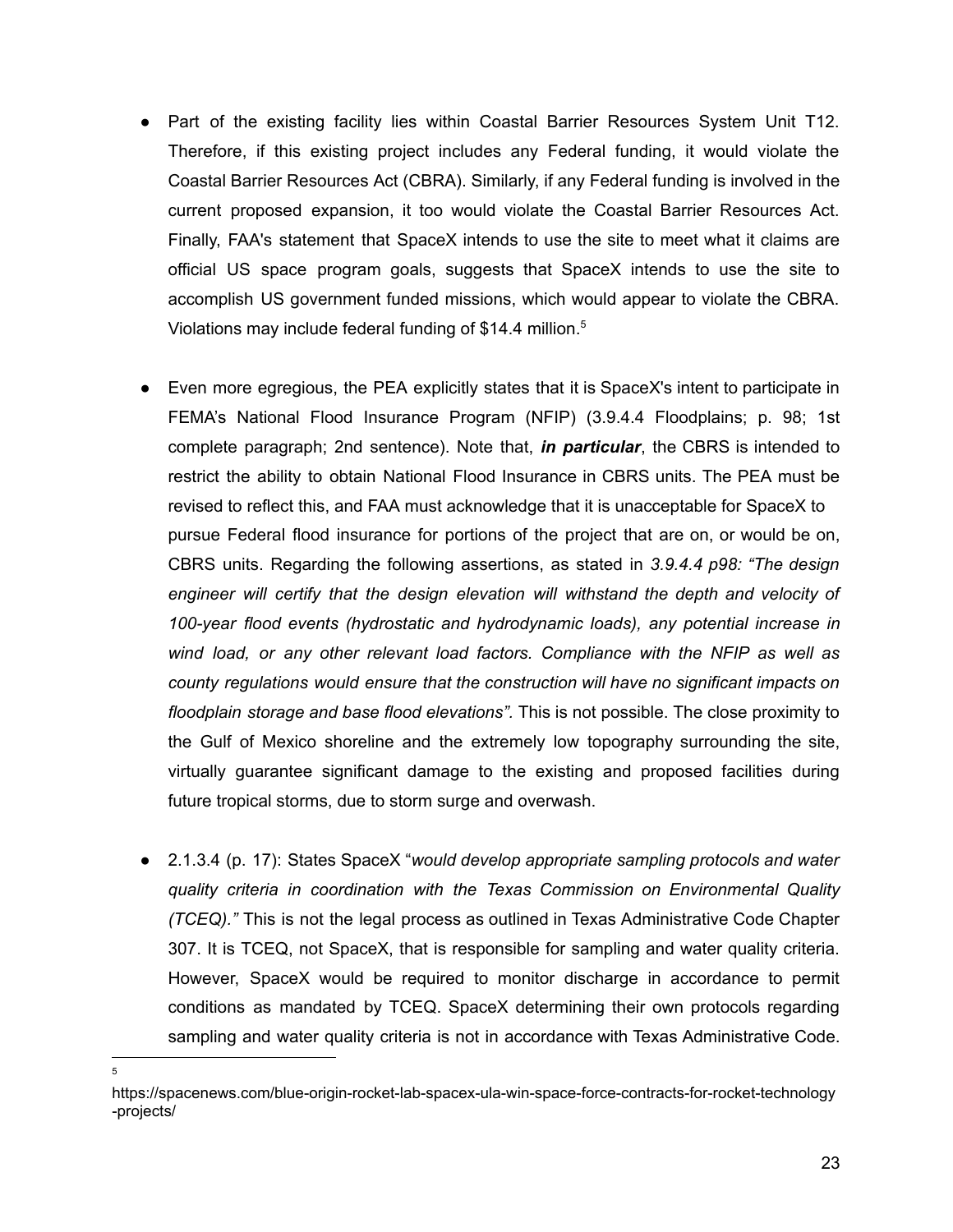- Part of the existing facility lies within Coastal Barrier Resources System Unit T12. Therefore, if this existing project includes any Federal funding, it would violate the Coastal Barrier Resources Act (CBRA). Similarly, if any Federal funding is involved in the current proposed expansion, it too would violate the Coastal Barrier Resources Act. Finally, FAA's statement that SpaceX intends to use the site to meet what it claims are official US space program goals, suggests that SpaceX intends to use the site to accomplish US government funded missions, which would appear to violate the CBRA. Violations may include federal funding of $14.4 million.[5]

- Even more egregious, the PEA explicitly states that it is SpaceX's intent to participate in FEMA's National Flood Insurance Program (NFIP) (3.9.4.4 Floodplains; p. 98; 1st complete paragraph; 2nd sentence). Note that, ***in particular***, the CBRS is intended to restrict the ability to obtain National Flood Insurance in CBRS units. The PEA must be revised to reflect this, and FAA must acknowledge that it is unacceptable for SpaceX to pursue Federal flood insurance for portions of the project that are on, or would be on, CBRS units. Regarding the following assertions, as stated in *3.9.4.4 p98: "The design engineer will certify that the design elevation will withstand the depth and velocity of 100-year flood events (hydrostatic and hydrodynamic loads), any potential increase in wind load, or any other relevant load factors. Compliance with the NFIP as well as county regulations would ensure that the construction will have no significant impacts on floodplain storage and base flood elevations".* This is not possible. The close proximity to the Gulf of Mexico shoreline and the extremely low topography surrounding the site, virtually guarantee significant damage to the existing and proposed facilities during future tropical storms, due to storm surge and overwash.

- 2.1.3.4 (p. 17): States SpaceX "*would develop appropriate sampling protocols and water quality criteria in coordination with the Texas Commission on Environmental Quality (TCEQ)."* This is not the legal process as outlined in Texas Administrative Code Chapter 307. It is TCEQ, not SpaceX, that is responsible for sampling and water quality criteria. However, SpaceX would be required to monitor discharge in accordance to permit conditions as mandated by TCEQ. SpaceX determining their own protocols regarding sampling and water quality criteria is not in accordance with Texas Administrative Code.

---

[5] https://spacenews.com/blue-origin-rocket-lab-spacex-ula-win-space-force-contracts-for-rocket-technology-projects/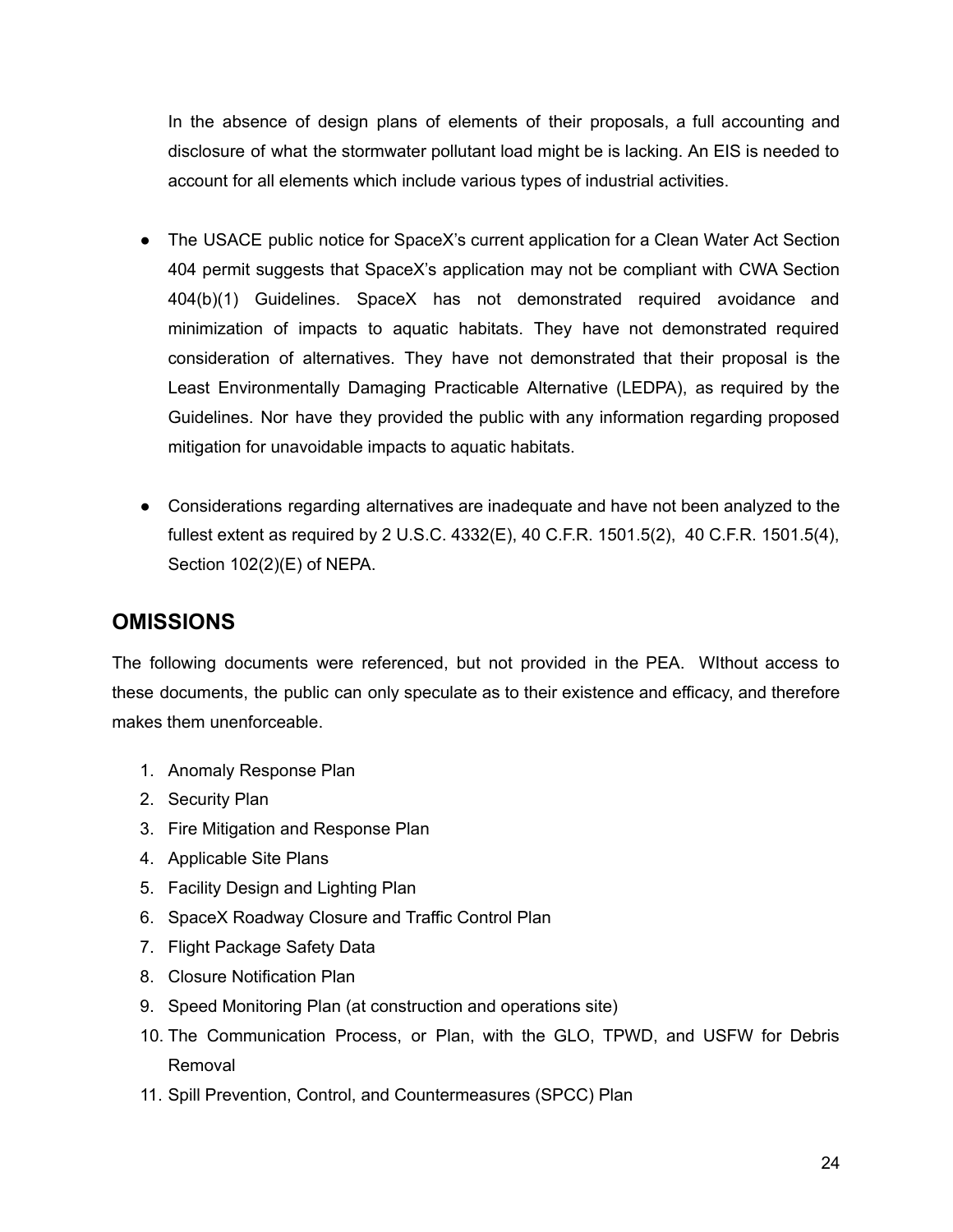In the absence of design plans of elements of their proposals, a full accounting and disclosure of what the stormwater pollutant load might be is lacking. An EIS is needed to account for all elements which include various types of industrial activities.

- The USACE public notice for SpaceX's current application for a Clean Water Act Section 404 permit suggests that SpaceX's application may not be compliant with CWA Section 404(b)(1) Guidelines. SpaceX has not demonstrated required avoidance and minimization of impacts to aquatic habitats. They have not demonstrated required consideration of alternatives. They have not demonstrated that their proposal is the Least Environmentally Damaging Practicable Alternative (LEDPA), as required by the Guidelines. Nor have they provided the public with any information regarding proposed mitigation for unavoidable impacts to aquatic habitats.

- Considerations regarding alternatives are inadequate and have not been analyzed to the fullest extent as required by 2 U.S.C. 4332(E), 40 C.F.R. 1501.5(2), 40 C.F.R. 1501.5(4), Section 102(2)(E) of NEPA.

## OMISSIONS

The following documents were referenced, but not provided in the PEA. WIthout access to these documents, the public can only speculate as to their existence and efficacy, and therefore makes them unenforceable.

1. Anomaly Response Plan
2. Security Plan
3. Fire Mitigation and Response Plan
4. Applicable Site Plans
5. Facility Design and Lighting Plan
6. SpaceX Roadway Closure and Traffic Control Plan
7. Flight Package Safety Data
8. Closure Notification Plan
9. Speed Monitoring Plan (at construction and operations site)
10. The Communication Process, or Plan, with the GLO, TPWD, and USFW for Debris Removal
11. Spill Prevention, Control, and Countermeasures (SPCC) Plan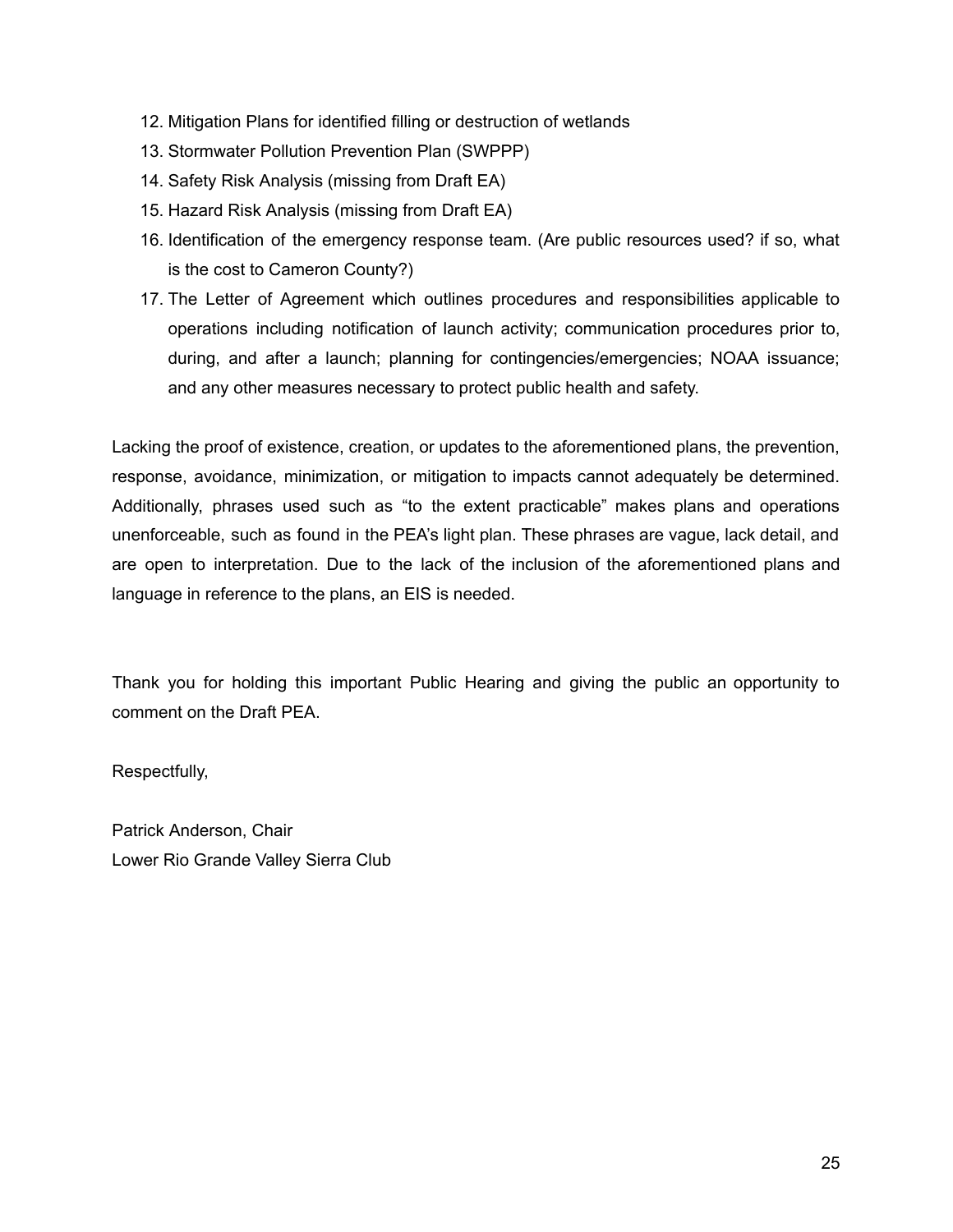12. Mitigation Plans for identified filling or destruction of wetlands
13. Stormwater Pollution Prevention Plan (SWPPP)
14. Safety Risk Analysis (missing from Draft EA)
15. Hazard Risk Analysis (missing from Draft EA)
16. Identification of the emergency response team. (Are public resources used? if so, what is the cost to Cameron County?)
17. The Letter of Agreement which outlines procedures and responsibilities applicable to operations including notification of launch activity; communication procedures prior to, during, and after a launch; planning for contingencies/emergencies; NOAA issuance; and any other measures necessary to protect public health and safety.

Lacking the proof of existence, creation, or updates to the aforementioned plans, the prevention, response, avoidance, minimization, or mitigation to impacts cannot adequately be determined. Additionally, phrases used such as "to the extent practicable" makes plans and operations unenforceable, such as found in the PEA's light plan. These phrases are vague, lack detail, and are open to interpretation. Due to the lack of the inclusion of the aforementioned plans and language in reference to the plans, an EIS is needed.

Thank you for holding this important Public Hearing and giving the public an opportunity to comment on the Draft PEA.

Respectfully,

Patrick Anderson, Chair
Lower Rio Grande Valley Sierra Club